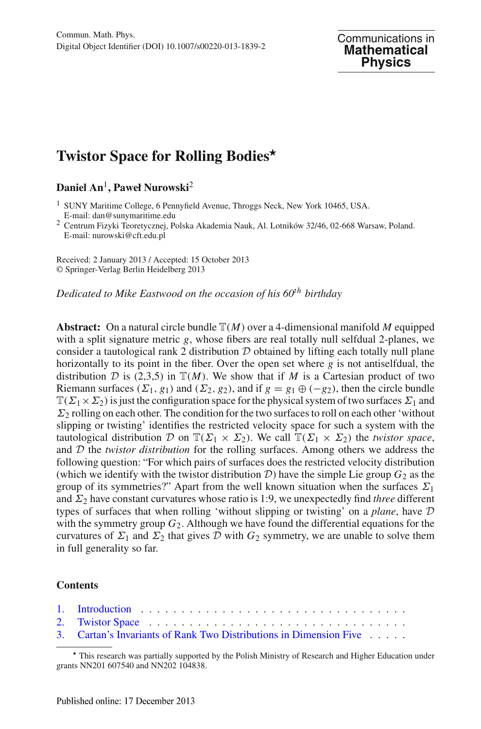# Twistor Space for Rolling Bodies*

**Daniel An**[1], **Paweł Nurowski**[2]

[1] SUNY Maritime College, 6 Pennyfield Avenue, Throggs Neck, New York 10465, USA.
E-mail: dan@sunymaritime.edu

[2] Centrum Fizyki Teoretycznej, Polska Akademia Nauk, Al. Lotników 32/46, 02-668 Warsaw, Poland.
E-mail: nurowski@cft.edu.pl

Received: 2 January 2013 / Accepted: 15 October 2013
© Springer-Verlag Berlin Heidelberg 2013

*Dedicated to Mike Eastwood on the occasion of his 60$^{th}$ birthday*

**Abstract:** On a natural circle bundle $\mathbb{T}(M)$ over a 4-dimensional manifold $M$ equipped with a split signature metric $g$, whose fibers are real totally null selfdual 2-planes, we consider a tautological rank 2 distribution $\mathcal{D}$ obtained by lifting each totally null plane horizontally to its point in the fiber. Over the open set where $g$ is not antiselfdual, the distribution $\mathcal{D}$ is (2,3,5) in $\mathbb{T}(M)$. We show that if $M$ is a Cartesian product of two Riemann surfaces $(\Sigma_1, g_1)$ and $(\Sigma_2, g_2)$, and if $g = g_1 \oplus (-g_2)$, then the circle bundle $\mathbb{T}(\Sigma_1 \times \Sigma_2)$ is just the configuration space for the physical system of two surfaces $\Sigma_1$ and $\Sigma_2$ rolling on each other. The condition for the two surfaces to roll on each other 'without slipping or twisting' identifies the restricted velocity space for such a system with the tautological distribution $\mathcal{D}$ on $\mathbb{T}(\Sigma_1 \times \Sigma_2)$. We call $\mathbb{T}(\Sigma_1 \times \Sigma_2)$ the *twistor space*, and $\mathcal{D}$ the *twistor distribution* for the rolling surfaces. Among others we address the following question: "For which pairs of surfaces does the restricted velocity distribution (which we identify with the twistor distribution $\mathcal{D}$) have the simple Lie group $G_2$ as the group of its symmetries?" Apart from the well known situation when the surfaces $\Sigma_1$ and $\Sigma_2$ have constant curvatures whose ratio is 1:9, we unexpectedly find *three* different types of surfaces that when rolling 'without slipping or twisting' on a *plane*, have $\mathcal{D}$ with the symmetry group $G_2$. Although we have found the differential equations for the curvatures of $\Sigma_1$ and $\Sigma_2$ that gives $\mathcal{D}$ with $G_2$ symmetry, we are unable to solve them in full generality so far.

## Contents

1. Introduction
2. Twistor Space
3. Cartan's Invariants of Rank Two Distributions in Dimension Five

---

* This research was partially supported by the Polish Ministry of Research and Higher Education under grants NN201 607540 and NN202 104838.

Published online: 17 December 2013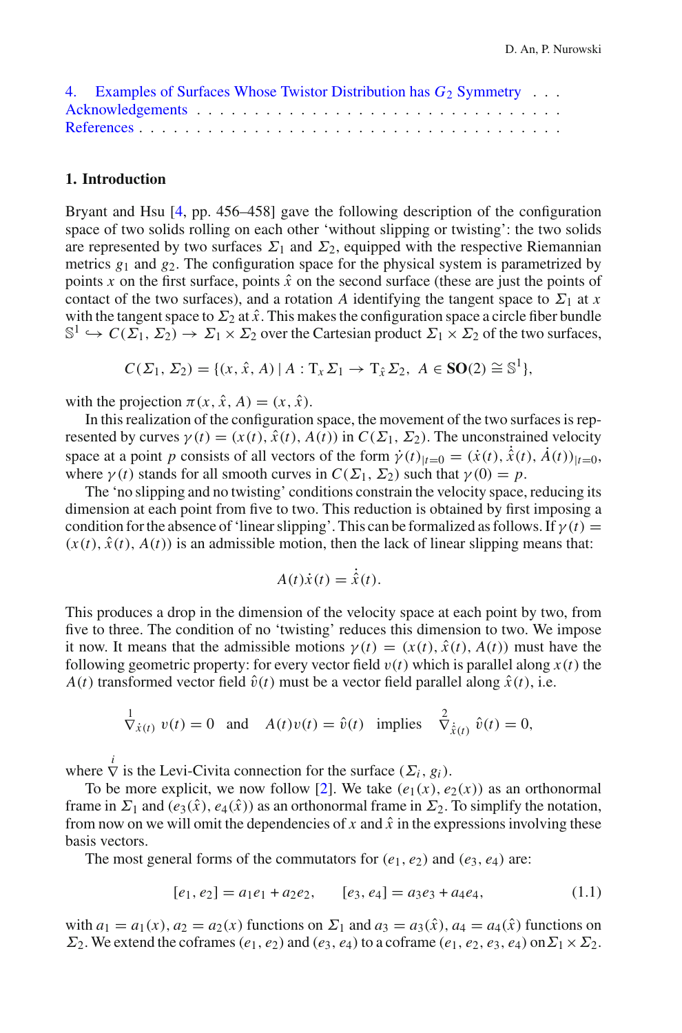4. Examples of Surfaces Whose Twistor Distribution has $G_2$ Symmetry . . .
Acknowledgements . . . . . . . . . . . . . . . . . . . . . . . . . . . . . . . .
References . . . . . . . . . . . . . . . . . . . . . . . . . . . . . . . . . . .

## 1. Introduction

Bryant and Hsu [4, pp. 456–458] gave the following description of the configuration space of two solids rolling on each other 'without slipping or twisting': the two solids are represented by two surfaces $\Sigma_1$ and $\Sigma_2$, equipped with the respective Riemannian metrics $g_1$ and $g_2$. The configuration space for the physical system is parametrized by points $x$ on the first surface, points $\hat{x}$ on the second surface (these are just the points of contact of the two surfaces), and a rotation $A$ identifying the tangent space to $\Sigma_1$ at $x$ with the tangent space to $\Sigma_2$ at $\hat{x}$. This makes the configuration space a circle fiber bundle $\mathbb{S}^1 \hookrightarrow C(\Sigma_1, \Sigma_2) \to \Sigma_1 \times \Sigma_2$ over the Cartesian product $\Sigma_1 \times \Sigma_2$ of the two surfaces,

$$C(\Sigma_1, \Sigma_2) = \{(x, \hat{x}, A) \mid A : \mathrm{T}_x\Sigma_1 \to \mathrm{T}_{\hat{x}}\Sigma_2,\ A \in \mathbf{SO}(2) \cong \mathbb{S}^1\},$$

with the projection $\pi(x, \hat{x}, A) = (x, \hat{x})$.

In this realization of the configuration space, the movement of the two surfaces is represented by curves $\gamma(t) = (x(t), \hat{x}(t), A(t))$ in $C(\Sigma_1, \Sigma_2)$. The unconstrained velocity space at a point $p$ consists of all vectors of the form $\dot{\gamma}(t)_{|t=0} = (\dot{x}(t), \dot{\hat{x}}(t), \dot{A}(t))_{|t=0}$, where $\gamma(t)$ stands for all smooth curves in $C(\Sigma_1, \Sigma_2)$ such that $\gamma(0) = p$.

The 'no slipping and no twisting' conditions constrain the velocity space, reducing its dimension at each point from five to two. This reduction is obtained by first imposing a condition for the absence of 'linear slipping'. This can be formalized as follows. If $\gamma(t) = (x(t), \hat{x}(t), A(t))$ is an admissible motion, then the lack of linear slipping means that:

$$A(t)\dot{x}(t) = \dot{\hat{x}}(t).$$

This produces a drop in the dimension of the velocity space at each point by two, from five to three. The condition of no 'twisting' reduces this dimension to two. We impose it now. It means that the admissible motions $\gamma(t) = (x(t), \hat{x}(t), A(t))$ must have the following geometric property: for every vector field $v(t)$ which is parallel along $x(t)$ the $A(t)$ transformed vector field $\hat{v}(t)$ must be a vector field parallel along $\hat{x}(t)$, i.e.

$$\overset{1}{\nabla}_{\dot{x}(t)}\, v(t) = 0 \quad \text{and} \quad A(t)v(t) = \hat{v}(t) \quad \text{implies} \quad \overset{2}{\nabla}_{\dot{\hat{x}}(t)}\, \hat{v}(t) = 0,$$

where $\overset{i}{\nabla}$ is the Levi-Civita connection for the surface $(\Sigma_i, g_i)$.

To be more explicit, we now follow [2]. We take $(e_1(x), e_2(x))$ as an orthonormal frame in $\Sigma_1$ and $(e_3(\hat{x}), e_4(\hat{x}))$ as an orthonormal frame in $\Sigma_2$. To simplify the notation, from now on we will omit the dependencies of $x$ and $\hat{x}$ in the expressions involving these basis vectors.

The most general forms of the commutators for $(e_1, e_2)$ and $(e_3, e_4)$ are:

$$[e_1, e_2] = a_1 e_1 + a_2 e_2, \qquad [e_3, e_4] = a_3 e_3 + a_4 e_4, \tag{1.1}$$

with $a_1 = a_1(x)$, $a_2 = a_2(x)$ functions on $\Sigma_1$ and $a_3 = a_3(\hat{x})$, $a_4 = a_4(\hat{x})$ functions on $\Sigma_2$. We extend the coframes $(e_1, e_2)$ and $(e_3, e_4)$ to a coframe $(e_1, e_2, e_3, e_4)$ on $\Sigma_1 \times \Sigma_2$.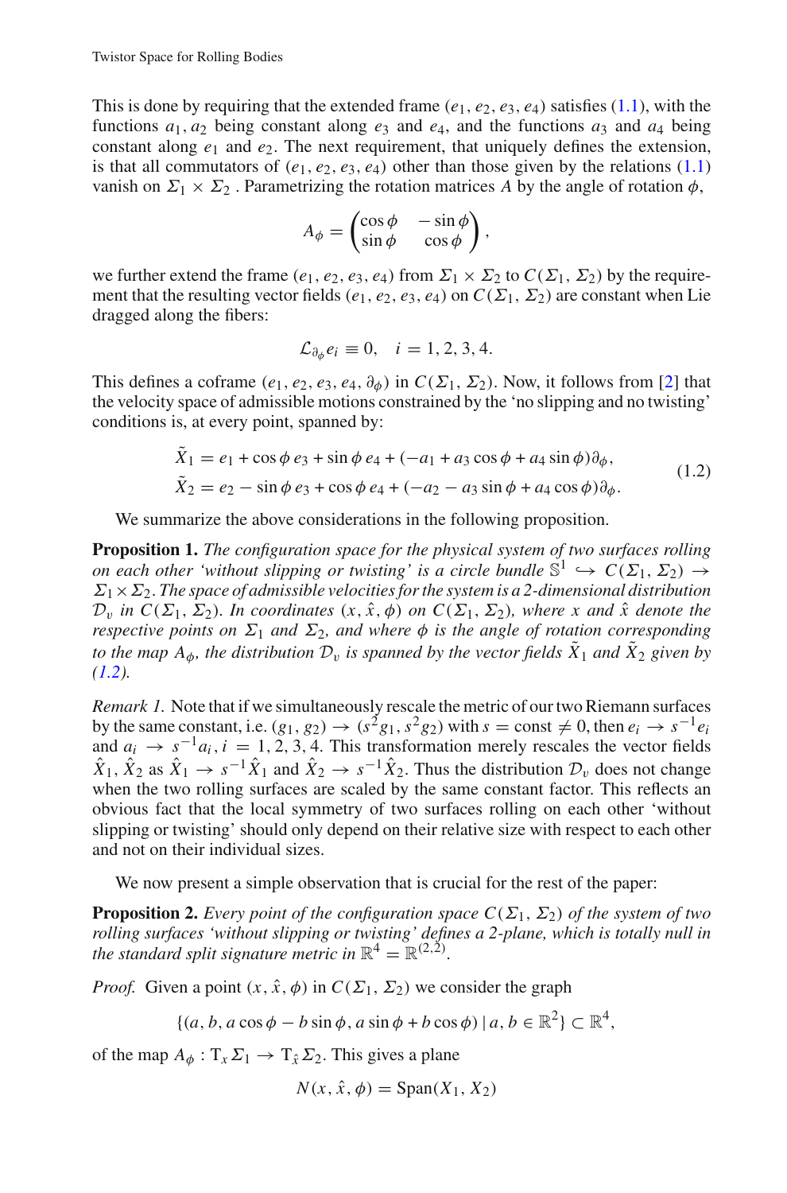This is done by requiring that the extended frame $(e_1, e_2, e_3, e_4)$ satisfies (1.1), with the functions $a_1, a_2$ being constant along $e_3$ and $e_4$, and the functions $a_3$ and $a_4$ being constant along $e_1$ and $e_2$. The next requirement, that uniquely defines the extension, is that all commutators of $(e_1, e_2, e_3, e_4)$ other than those given by the relations (1.1) vanish on $\Sigma_1 \times \Sigma_2$ . Parametrizing the rotation matrices $A$ by the angle of rotation $\phi$,

$$A_\phi = \begin{pmatrix} \cos\phi & -\sin\phi \\ \sin\phi & \cos\phi \end{pmatrix},$$

we further extend the frame $(e_1, e_2, e_3, e_4)$ from $\Sigma_1 \times \Sigma_2$ to $C(\Sigma_1, \Sigma_2)$ by the requirement that the resulting vector fields $(e_1, e_2, e_3, e_4)$ on $C(\Sigma_1, \Sigma_2)$ are constant when Lie dragged along the fibers:

$$\mathcal{L}_{\partial_\phi} e_i \equiv 0, \quad i = 1, 2, 3, 4.$$

This defines a coframe $(e_1, e_2, e_3, e_4, \partial_\phi)$ in $C(\Sigma_1, \Sigma_2)$. Now, it follows from [2] that the velocity space of admissible motions constrained by the 'no slipping and no twisting' conditions is, at every point, spanned by:

$$\begin{aligned} \tilde{X}_1 &= e_1 + \cos\phi\, e_3 + \sin\phi\, e_4 + (-a_1 + a_3\cos\phi + a_4 \sin\phi)\partial_\phi, \\ \tilde{X}_2 &= e_2 - \sin\phi\, e_3 + \cos\phi\, e_4 + (-a_2 - a_3 \sin\phi + a_4\cos\phi)\partial_\phi. \end{aligned} \tag{1.2}$$

We summarize the above considerations in the following proposition.

**Proposition 1.** *The configuration space for the physical system of two surfaces rolling on each other 'without slipping or twisting' is a circle bundle $\mathbb{S}^1 \hookrightarrow C(\Sigma_1, \Sigma_2) \to \Sigma_1 \times \Sigma_2$. The space of admissible velocities for the system is a 2-dimensional distribution $\mathcal{D}_v$ in $C(\Sigma_1, \Sigma_2)$. In coordinates $(x, \hat{x}, \phi)$ on $C(\Sigma_1, \Sigma_2)$, where $x$ and $\hat{x}$ denote the respective points on $\Sigma_1$ and $\Sigma_2$, and where $\phi$ is the angle of rotation corresponding to the map $A_\phi$, the distribution $\mathcal{D}_v$ is spanned by the vector fields $\tilde{X}_1$ and $\tilde{X}_2$ given by (1.2).*

*Remark 1.* Note that if we simultaneously rescale the metric of our two Riemann surfaces by the same constant, i.e. $(g_1, g_2) \to (s^2 g_1, s^2 g_2)$ with $s = \text{const} \neq 0$, then $e_i \to s^{-1} e_i$ and $a_i \to s^{-1} a_i$, $i = 1, 2, 3, 4$. This transformation merely rescales the vector fields $\hat{X}_1, \hat{X}_2$ as $\hat{X}_1 \to s^{-1}\hat{X}_1$ and $\hat{X}_2 \to s^{-1}\hat{X}_2$. Thus the distribution $\mathcal{D}_v$ does not change when the two rolling surfaces are scaled by the same constant factor. This reflects an obvious fact that the local symmetry of two surfaces rolling on each other 'without slipping or twisting' should only depend on their relative size with respect to each other and not on their individual sizes.

We now present a simple observation that is crucial for the rest of the paper:

**Proposition 2.** *Every point of the configuration space $C(\Sigma_1, \Sigma_2)$ of the system of two rolling surfaces 'without slipping or twisting' defines a 2-plane, which is totally null in the standard split signature metric in $\mathbb{R}^4 = \mathbb{R}^{(2,2)}$.*

*Proof.* Given a point $(x, \hat{x}, \phi)$ in $C(\Sigma_1, \Sigma_2)$ we consider the graph

$$\{(a, b, a\cos\phi - b\sin\phi, a\sin\phi + b\cos\phi) \mid a, b \in \mathbb{R}^2\} \subset \mathbb{R}^4,$$

of the map $A_\phi : \mathrm{T}_x\Sigma_1 \to \mathrm{T}_{\hat{x}}\Sigma_2$. This gives a plane

$$N(x, \hat{x}, \phi) = \mathrm{Span}(X_1, X_2)$$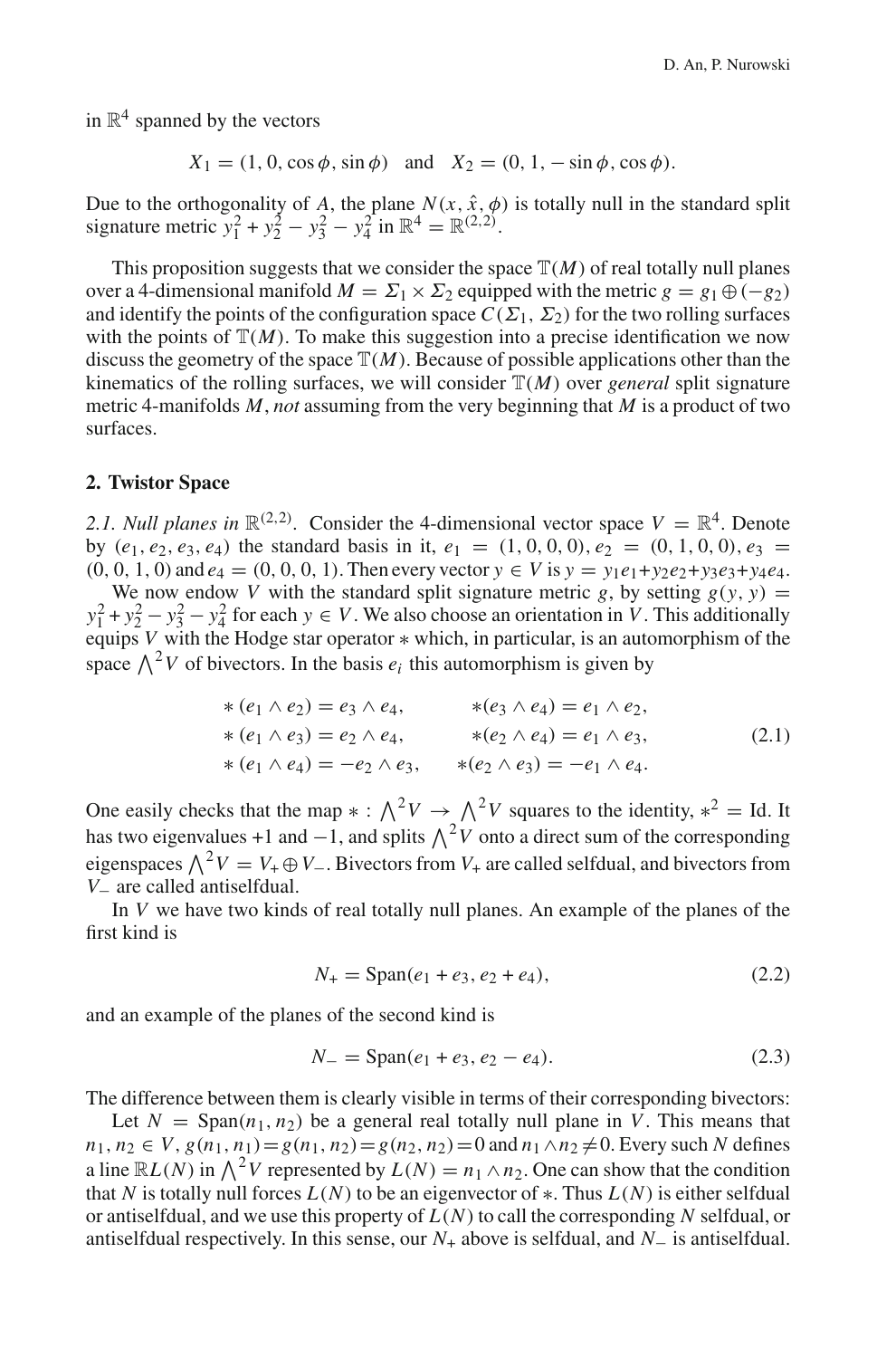in $\mathbb{R}^4$ spanned by the vectors

$$X_1 = (1, 0, \cos\phi, \sin\phi) \quad \text{and} \quad X_2 = (0, 1, -\sin\phi, \cos\phi).$$

Due to the orthogonality of $A$, the plane $N(x, \hat{x}, \phi)$ is totally null in the standard split signature metric $y_1^2 + y_2^2 - y_3^2 - y_4^2$ in $\mathbb{R}^4 = \mathbb{R}^{(2,2)}$.

This proposition suggests that we consider the space $\mathbb{T}(M)$ of real totally null planes over a 4-dimensional manifold $M = \Sigma_1 \times \Sigma_2$ equipped with the metric $g = g_1 \oplus (-g_2)$ and identify the points of the configuration space $C(\Sigma_1, \Sigma_2)$ for the two rolling surfaces with the points of $\mathbb{T}(M)$. To make this suggestion into a precise identification we now discuss the geometry of the space $\mathbb{T}(M)$. Because of possible applications other than the kinematics of the rolling surfaces, we will consider $\mathbb{T}(M)$ over *general* split signature metric 4-manifolds $M$, *not* assuming from the very beginning that $M$ is a product of two surfaces.

## 2. Twistor Space

*2.1. Null planes in* $\mathbb{R}^{(2,2)}$. Consider the 4-dimensional vector space $V = \mathbb{R}^4$. Denote by $(e_1, e_2, e_3, e_4)$ the standard basis in it, $e_1 = (1, 0, 0, 0)$, $e_2 = (0, 1, 0, 0)$, $e_3 = (0, 0, 1, 0)$ and $e_4 = (0, 0, 0, 1)$. Then every vector $y \in V$ is $y = y_1e_1 + y_2e_2 + y_3e_3 + y_4e_4$.

We now endow $V$ with the standard split signature metric $g$, by setting $g(y, y) = y_1^2 + y_2^2 - y_3^2 - y_4^2$ for each $y \in V$. We also choose an orientation in $V$. This additionally equips $V$ with the Hodge star operator $*$ which, in particular, is an automorphism of the space $\bigwedge^2 V$ of bivectors. In the basis $e_i$ this automorphism is given by

$$\begin{aligned}
*(e_1 \wedge e_2) &= e_3 \wedge e_4, & *(e_3 \wedge e_4) &= e_1 \wedge e_2,\\
*(e_1 \wedge e_3) &= e_2 \wedge e_4, & *(e_2 \wedge e_4) &= e_1 \wedge e_3,\\
*(e_1 \wedge e_4) &= -e_2 \wedge e_3, & *(e_2 \wedge e_3) &= -e_1 \wedge e_4.
\end{aligned} \tag{2.1}$$

One easily checks that the map $* : \bigwedge^2 V \to \bigwedge^2 V$ squares to the identity, $*^2 = \mathrm{Id}$. It has two eigenvalues +1 and $-1$, and splits $\bigwedge^2 V$ onto a direct sum of the corresponding eigenspaces $\bigwedge^2 V = V_+ \oplus V_-$. Bivectors from $V_+$ are called selfdual, and bivectors from $V_-$ are called antiselfdual.

In $V$ we have two kinds of real totally null planes. An example of the planes of the first kind is

$$N_+ = \mathrm{Span}(e_1 + e_3, e_2 + e_4), \tag{2.2}$$

and an example of the planes of the second kind is

$$N_- = \mathrm{Span}(e_1 + e_3, e_2 - e_4). \tag{2.3}$$

The difference between them is clearly visible in terms of their corresponding bivectors:

Let $N = \mathrm{Span}(n_1, n_2)$ be a general real totally null plane in $V$. This means that $n_1, n_2 \in V$, $g(n_1, n_1) = g(n_1, n_2) = g(n_2, n_2) = 0$ and $n_1 \wedge n_2 \neq 0$. Every such $N$ defines a line $\mathbb{R}L(N)$ in $\bigwedge^2 V$ represented by $L(N) = n_1 \wedge n_2$. One can show that the condition that $N$ is totally null forces $L(N)$ to be an eigenvector of $*$. Thus $L(N)$ is either selfdual or antiselfdual, and we use this property of $L(N)$ to call the corresponding $N$ selfdual, or antiselfdual respectively. In this sense, our $N_+$ above is selfdual, and $N_-$ is antiselfdual.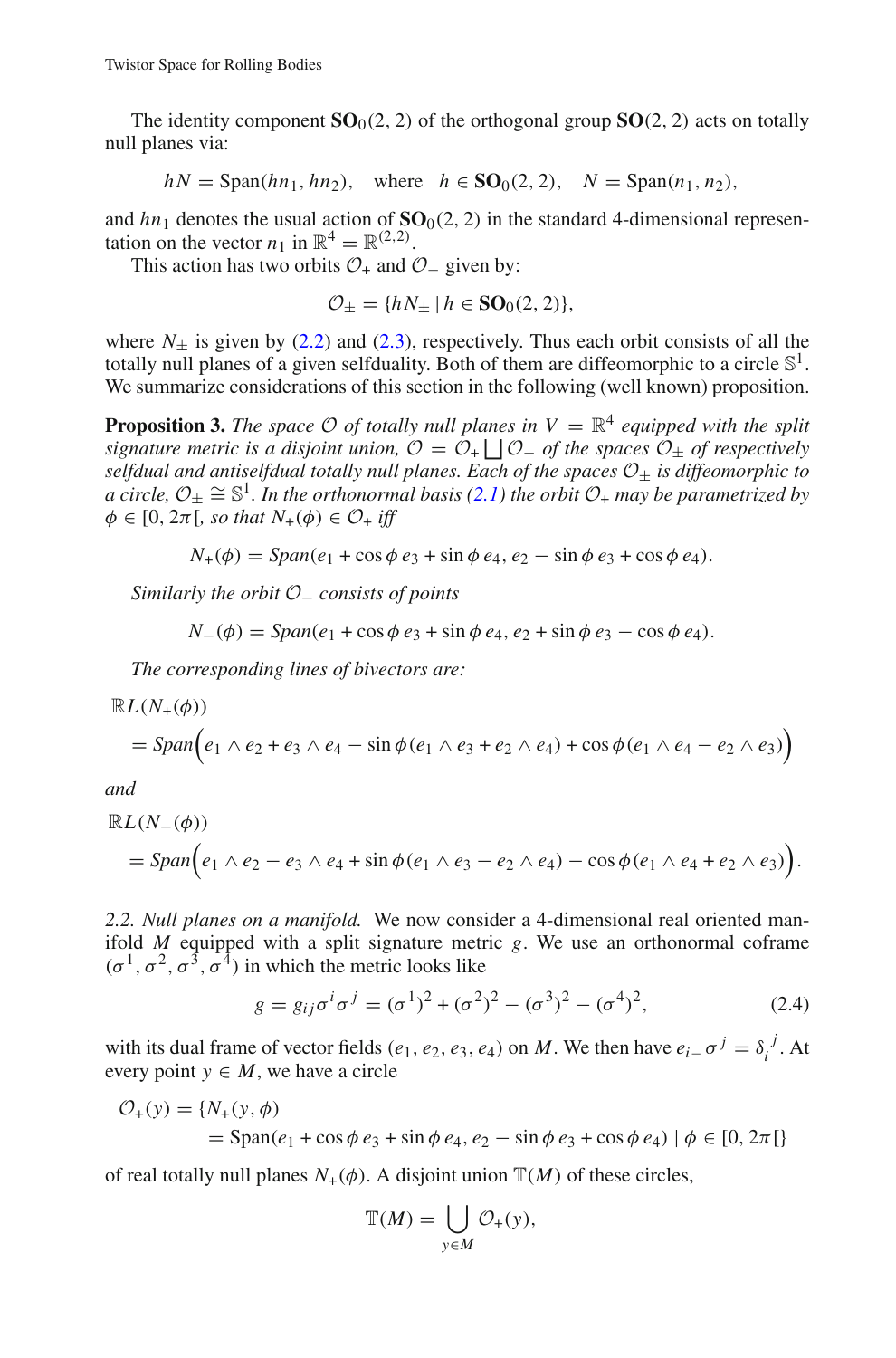The identity component $\mathbf{SO}_0(2,2)$ of the orthogonal group $\mathbf{SO}(2,2)$ acts on totally null planes via:

$$hN = \mathrm{Span}(hn_1, hn_2), \quad \text{where} \quad h \in \mathbf{SO}_0(2,2), \quad N = \mathrm{Span}(n_1, n_2),$$

and $hn_1$ denotes the usual action of $\mathbf{SO}_0(2,2)$ in the standard 4-dimensional representation on the vector $n_1$ in $\mathbb{R}^4 = \mathbb{R}^{(2,2)}$.

This action has two orbits $\mathcal{O}_+$ and $\mathcal{O}_-$ given by:

$$\mathcal{O}_\pm = \{hN_\pm \mid h \in \mathbf{SO}_0(2,2)\},$$

where $N_\pm$ is given by (2.2) and (2.3), respectively. Thus each orbit consists of all the totally null planes of a given selfduality. Both of them are diffeomorphic to a circle $\mathbb{S}^1$. We summarize considerations of this section in the following (well known) proposition.

**Proposition 3.** *The space $\mathcal{O}$ of totally null planes in $V = \mathbb{R}^4$ equipped with the split signature metric is a disjoint union, $\mathcal{O} = \mathcal{O}_+ \bigsqcup \mathcal{O}_-$ of the spaces $\mathcal{O}_\pm$ of respectively selfdual and antiselfdual totally null planes. Each of the spaces $\mathcal{O}_\pm$ is diffeomorphic to a circle, $\mathcal{O}_\pm \cong \mathbb{S}^1$. In the orthonormal basis (2.1) the orbit $\mathcal{O}_+$ may be parametrized by $\phi \in [0, 2\pi[$, so that $N_+(\phi) \in \mathcal{O}_+$ iff*

$$N_+(\phi) = \mathit{Span}(e_1 + \cos\phi\, e_3 + \sin\phi\, e_4, e_2 - \sin\phi\, e_3 + \cos\phi\, e_4).$$

*Similarly the orbit $\mathcal{O}_-$ consists of points*

$$N_-(\phi) = \mathit{Span}(e_1 + \cos\phi\, e_3 + \sin\phi\, e_4, e_2 + \sin\phi\, e_3 - \cos\phi\, e_4).$$

*The corresponding lines of bivectors are:*

$$\mathbb{R}L(N_+(\phi)) = \mathit{Span}\Big(e_1 \wedge e_2 + e_3 \wedge e_4 - \sin\phi(e_1 \wedge e_3 + e_2 \wedge e_4) + \cos\phi(e_1 \wedge e_4 - e_2 \wedge e_3)\Big)$$

*and*

$$\mathbb{R}L(N_-(\phi)) = \mathit{Span}\Big(e_1 \wedge e_2 - e_3 \wedge e_4 + \sin\phi(e_1 \wedge e_3 - e_2 \wedge e_4) - \cos\phi(e_1 \wedge e_4 + e_2 \wedge e_3)\Big).$$

*2.2. Null planes on a manifold.* We now consider a 4-dimensional real oriented manifold $M$ equipped with a split signature metric $g$. We use an orthonormal coframe $(\sigma^1, \sigma^2, \sigma^3, \sigma^4)$ in which the metric looks like

$$g = g_{ij}\sigma^i\sigma^j = (\sigma^1)^2 + (\sigma^2)^2 - (\sigma^3)^2 - (\sigma^4)^2, \tag{2.4}$$

with its dual frame of vector fields $(e_1, e_2, e_3, e_4)$ on $M$. We then have $e_i \lrcorner \sigma^j = \delta_i^{\ j}$. At every point $y \in M$, we have a circle

$$\mathcal{O}_+(y) = \{N_+(y, \phi) = \mathrm{Span}(e_1 + \cos\phi\, e_3 + \sin\phi\, e_4, e_2 - \sin\phi\, e_3 + \cos\phi\, e_4) \mid \phi \in [0, 2\pi[\}$$

of real totally null planes $N_+(\phi)$. A disjoint union $\mathbb{T}(M)$ of these circles,

$$\mathbb{T}(M) = \bigcup_{y \in M} \mathcal{O}_+(y),$$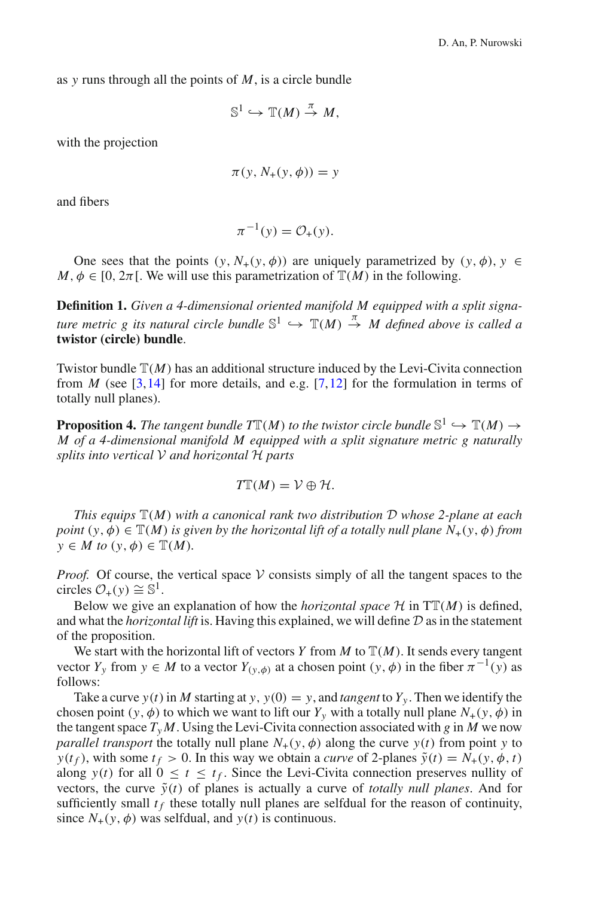as $y$ runs through all the points of $M$, is a circle bundle

$$\mathbb{S}^1 \hookrightarrow \mathbb{T}(M) \xrightarrow{\pi} M,$$

with the projection

$$\pi(y, N_+(y, \phi)) = y$$

and fibers

$$\pi^{-1}(y) = \mathcal{O}_+(y).$$

One sees that the points $(y, N_+(y, \phi))$ are uniquely parametrized by $(y, \phi)$, $y \in M$, $\phi \in [0, 2\pi[$. We will use this parametrization of $\mathbb{T}(M)$ in the following.

**Definition 1.** *Given a 4-dimensional oriented manifold $M$ equipped with a split signature metric $g$ its natural circle bundle $\mathbb{S}^1 \hookrightarrow \mathbb{T}(M) \xrightarrow{\pi} M$ defined above is called a* **twistor (circle) bundle**.

Twistor bundle $\mathbb{T}(M)$ has an additional structure induced by the Levi-Civita connection from $M$ (see [3,14] for more details, and e.g. [7,12] for the formulation in terms of totally null planes).

**Proposition 4.** *The tangent bundle $T\mathbb{T}(M)$ to the twistor circle bundle $\mathbb{S}^1 \hookrightarrow \mathbb{T}(M) \to M$ of a 4-dimensional manifold $M$ equipped with a split signature metric $g$ naturally splits into vertical $\mathcal{V}$ and horizontal $\mathcal{H}$ parts*

$$T\mathbb{T}(M) = \mathcal{V} \oplus \mathcal{H}.$$

*This equips $\mathbb{T}(M)$ with a canonical rank two distribution $\mathcal{D}$ whose 2-plane at each point $(y, \phi) \in \mathbb{T}(M)$ is given by the horizontal lift of a totally null plane $N_+(y, \phi)$ from $y \in M$ to $(y, \phi) \in \mathbb{T}(M)$.*

*Proof.* Of course, the vertical space $\mathcal{V}$ consists simply of all the tangent spaces to the circles $\mathcal{O}_+(y) \cong \mathbb{S}^1$.

Below we give an explanation of how the *horizontal space* $\mathcal{H}$ in $T\mathbb{T}(M)$ is defined, and what the *horizontal lift* is. Having this explained, we will define $\mathcal{D}$ as in the statement of the proposition.

We start with the horizontal lift of vectors $Y$ from $M$ to $\mathbb{T}(M)$. It sends every tangent vector $Y_y$ from $y \in M$ to a vector $Y_{(y,\phi)}$ at a chosen point $(y, \phi)$ in the fiber $\pi^{-1}(y)$ as follows:

Take a curve $y(t)$ in $M$ starting at $y$, $y(0) = y$, and *tangent* to $Y_y$. Then we identify the chosen point $(y, \phi)$ to which we want to lift our $Y_y$ with a totally null plane $N_+(y, \phi)$ in the tangent space $T_y M$. Using the Levi-Civita connection associated with $g$ in $M$ we now *parallel transport* the totally null plane $N_+(y, \phi)$ along the curve $y(t)$ from point $y$ to $y(t_f)$, with some $t_f > 0$. In this way we obtain a *curve* of 2-planes $\tilde{y}(t) = N_+(y, \phi, t)$ along $y(t)$ for all $0 \leq t \leq t_f$. Since the Levi-Civita connection preserves nullity of vectors, the curve $\tilde{y}(t)$ of planes is actually a curve of *totally null planes*. And for sufficiently small $t_f$ these totally null planes are selfdual for the reason of continuity, since $N_+(y, \phi)$ was selfdual, and $y(t)$ is continuous.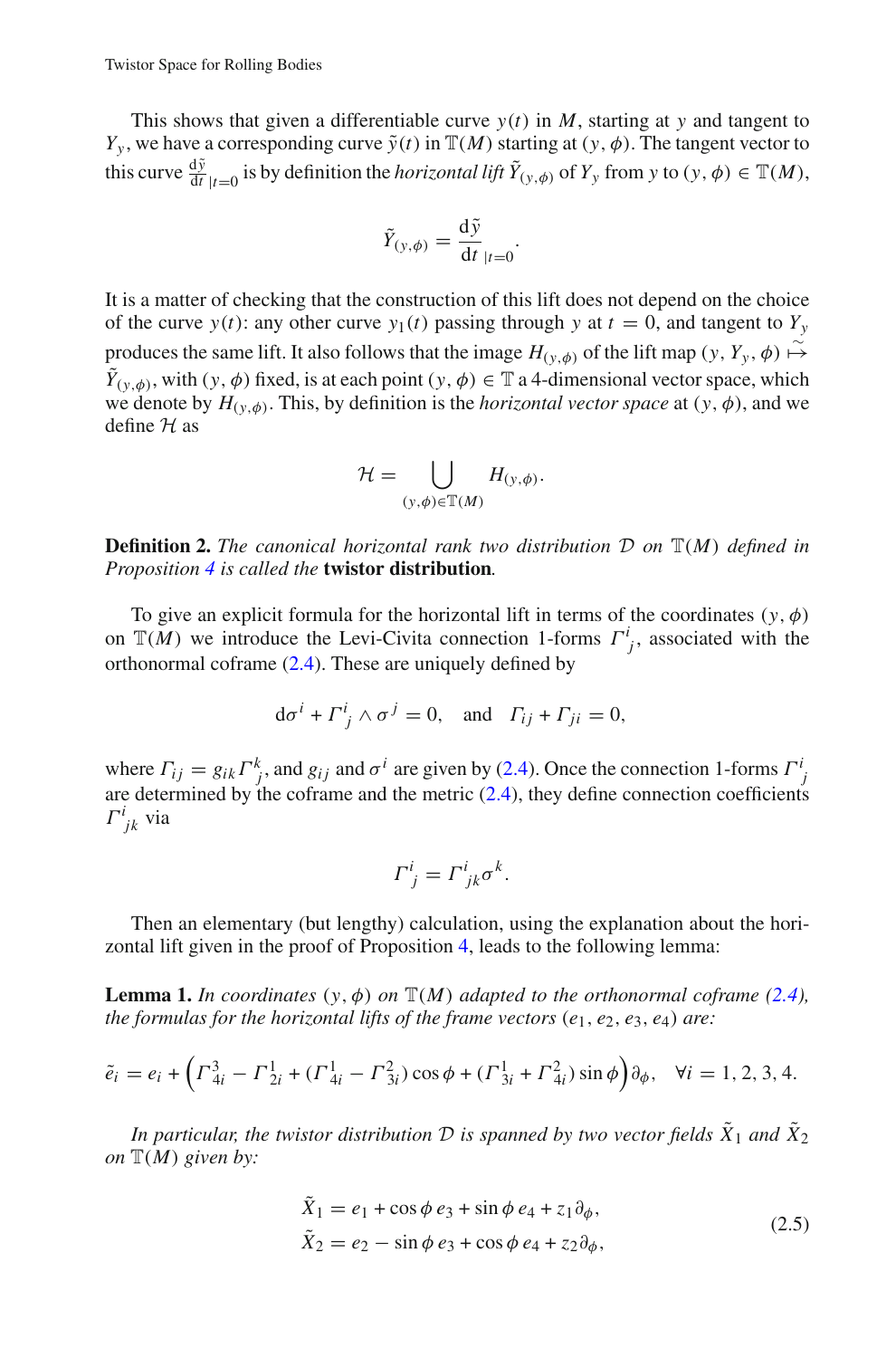This shows that given a differentiable curve $y(t)$ in $M$, starting at $y$ and tangent to $Y_y$, we have a corresponding curve $\tilde{y}(t)$ in $\mathbb{T}(M)$ starting at $(y, \phi)$. The tangent vector to this curve $\frac{\mathrm{d}\tilde{y}}{\mathrm{d}t}_{|t=0}$ is by definition the *horizontal lift* $\tilde{Y}_{(y,\phi)}$ of $Y_y$ from $y$ to $(y, \phi) \in \mathbb{T}(M)$,

$$\tilde{Y}_{(y,\phi)} = \frac{\mathrm{d}\tilde{y}}{\mathrm{d}t}_{|t=0}.$$

It is a matter of checking that the construction of this lift does not depend on the choice of the curve $y(t)$: any other curve $y_1(t)$ passing through $y$ at $t = 0$, and tangent to $Y_y$ produces the same lift. It also follows that the image $H_{(y,\phi)}$ of the lift map $(y, Y_y, \phi) \overset{\sim}{\mapsto} \tilde{Y}_{(y,\phi)}$, with $(y, \phi)$ fixed, is at each point $(y, \phi) \in \mathbb{T}$ a 4-dimensional vector space, which we denote by $H_{(y,\phi)}$. This, by definition is the *horizontal vector space* at $(y, \phi)$, and we define $\mathcal{H}$ as

$$\mathcal{H} = \bigcup_{(y,\phi)\in\mathbb{T}(M)} H_{(y,\phi)}.$$

**Definition 2.** *The canonical horizontal rank two distribution $\mathcal{D}$ on $\mathbb{T}(M)$ defined in Proposition 4 is called the* **twistor distribution***.*

To give an explicit formula for the horizontal lift in terms of the coordinates $(y, \phi)$ on $\mathbb{T}(M)$ we introduce the Levi-Civita connection 1-forms $\Gamma^i{}_j$, associated with the orthonormal coframe (2.4). These are uniquely defined by

$$\mathrm{d}\sigma^i + \Gamma^i{}_j \wedge \sigma^j = 0, \quad \text{and} \quad \Gamma_{ij} + \Gamma_{ji} = 0,$$

where $\Gamma_{ij} = g_{ik}\Gamma^k{}_j$, and $g_{ij}$ and $\sigma^i$ are given by (2.4). Once the connection 1-forms $\Gamma^i{}_j$ are determined by the coframe and the metric (2.4), they define connection coefficients $\Gamma^i{}_{jk}$ via

$$\Gamma^i{}_j = \Gamma^i{}_{jk}\sigma^k.$$

Then an elementary (but lengthy) calculation, using the explanation about the horizontal lift given in the proof of Proposition 4, leads to the following lemma:

**Lemma 1.** *In coordinates $(y, \phi)$ on $\mathbb{T}(M)$ adapted to the orthonormal coframe (2.4), the formulas for the horizontal lifts of the frame vectors $(e_1, e_2, e_3, e_4)$ are:*

$$\tilde{e}_i = e_i + \Big(\Gamma^3_{4i} - \Gamma^1_{2i} + (\Gamma^1_{4i} - \Gamma^2_{3i})\cos\phi + (\Gamma^1_{3i} + \Gamma^2_{4i})\sin\phi\Big)\partial_\phi, \quad \forall i = 1, 2, 3, 4.$$

*In particular, the twistor distribution $\mathcal{D}$ is spanned by two vector fields $\tilde{X}_1$ and $\tilde{X}_2$ on $\mathbb{T}(M)$ given by:*

$$\begin{aligned}
\tilde{X}_1 &= e_1 + \cos\phi\, e_3 + \sin\phi\, e_4 + z_1\partial_\phi, \\
\tilde{X}_2 &= e_2 - \sin\phi\, e_3 + \cos\phi\, e_4 + z_2\partial_\phi,
\end{aligned} \tag{2.5}$$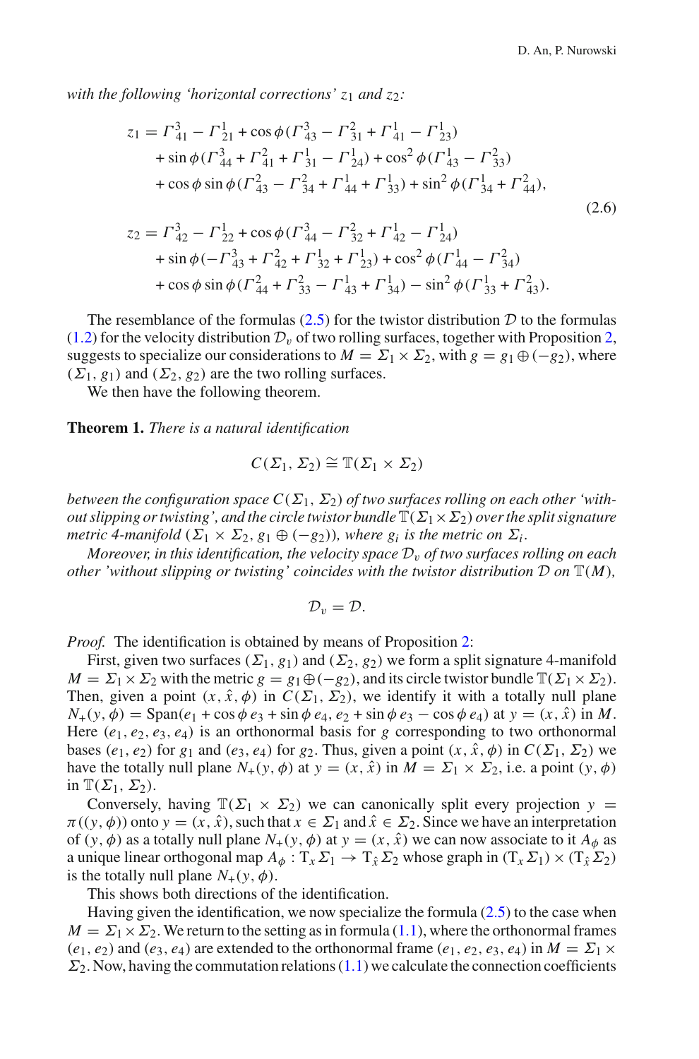*with the following 'horizontal corrections' $z_1$ and $z_2$:*

$$
\begin{aligned}
z_1 &= \Gamma^3_{41} - \Gamma^1_{21} + \cos\phi(\Gamma^3_{43} - \Gamma^2_{31} + \Gamma^1_{41} - \Gamma^1_{23}) \\
&\quad + \sin\phi(\Gamma^3_{44} + \Gamma^2_{41} + \Gamma^1_{31} - \Gamma^1_{24}) + \cos^2\phi(\Gamma^1_{43} - \Gamma^2_{33}) \\
&\quad + \cos\phi\sin\phi(\Gamma^2_{43} - \Gamma^2_{34} + \Gamma^1_{44} + \Gamma^1_{33}) + \sin^2\phi(\Gamma^1_{34} + \Gamma^2_{44}), \\
z_2 &= \Gamma^3_{42} - \Gamma^1_{22} + \cos\phi(\Gamma^3_{44} - \Gamma^2_{32} + \Gamma^1_{42} - \Gamma^1_{24}) \\
&\quad + \sin\phi(-\Gamma^3_{43} + \Gamma^2_{42} + \Gamma^1_{32} + \Gamma^1_{23}) + \cos^2\phi(\Gamma^1_{44} - \Gamma^2_{34}) \\
&\quad + \cos\phi\sin\phi(\Gamma^2_{44} + \Gamma^2_{33} - \Gamma^1_{43} + \Gamma^1_{34}) - \sin^2\phi(\Gamma^1_{33} + \Gamma^2_{43}).
\end{aligned}
\tag{2.6}
$$

The resemblance of the formulas (2.5) for the twistor distribution $\mathcal{D}$ to the formulas (1.2) for the velocity distribution $\mathcal{D}_v$ of two rolling surfaces, together with Proposition 2, suggests to specialize our considerations to $M = \Sigma_1 \times \Sigma_2$, with $g = g_1 \oplus (-g_2)$, where $(\Sigma_1, g_1)$ and $(\Sigma_2, g_2)$ are the two rolling surfaces.

We then have the following theorem.

**Theorem 1.** *There is a natural identification*

$$C(\Sigma_1, \Sigma_2) \cong \mathbb{T}(\Sigma_1 \times \Sigma_2)$$

*between the configuration space $C(\Sigma_1, \Sigma_2)$ of two surfaces rolling on each other 'without slipping or twisting', and the circle twistor bundle $\mathbb{T}(\Sigma_1 \times \Sigma_2)$ over the split signature metric 4-manifold $(\Sigma_1 \times \Sigma_2, g_1 \oplus (-g_2))$, where $g_i$ is the metric on $\Sigma_i$.*

*Moreover, in this identification, the velocity space $\mathcal{D}_v$ of two surfaces rolling on each other 'without slipping or twisting' coincides with the twistor distribution $\mathcal{D}$ on $\mathbb{T}(M)$,*

$$\mathcal{D}_v = \mathcal{D}.$$

*Proof.* The identification is obtained by means of Proposition 2:

First, given two surfaces $(\Sigma_1, g_1)$ and $(\Sigma_2, g_2)$ we form a split signature 4-manifold $M = \Sigma_1 \times \Sigma_2$ with the metric $g = g_1 \oplus (-g_2)$, and its circle twistor bundle $\mathbb{T}(\Sigma_1 \times \Sigma_2)$. Then, given a point $(x, \hat{x}, \phi)$ in $C(\Sigma_1, \Sigma_2)$, we identify it with a totally null plane $N_+(y, \phi) = \text{Span}(e_1 + \cos\phi\, e_3 + \sin\phi\, e_4, e_2 + \sin\phi\, e_3 - \cos\phi\, e_4)$ at $y = (x, \hat{x})$ in $M$. Here $(e_1, e_2, e_3, e_4)$ is an orthonormal basis for $g$ corresponding to two orthonormal bases $(e_1, e_2)$ for $g_1$ and $(e_3, e_4)$ for $g_2$. Thus, given a point $(x, \hat{x}, \phi)$ in $C(\Sigma_1, \Sigma_2)$ we have the totally null plane $N_+(y, \phi)$ at $y = (x, \hat{x})$ in $M = \Sigma_1 \times \Sigma_2$, i.e. a point $(y, \phi)$ in $\mathbb{T}(\Sigma_1, \Sigma_2)$.

Conversely, having $\mathbb{T}(\Sigma_1 \times \Sigma_2)$ we can canonically split every projection $y = \pi((y, \phi))$ onto $y = (x, \hat{x})$, such that $x \in \Sigma_1$ and $\hat{x} \in \Sigma_2$. Since we have an interpretation of $(y, \phi)$ as a totally null plane $N_+(y, \phi)$ at $y = (x, \hat{x})$ we can now associate to it $A_\phi$ as a unique linear orthogonal map $A_\phi : \mathrm{T}_x\Sigma_1 \to \mathrm{T}_{\hat{x}}\Sigma_2$ whose graph in $(\mathrm{T}_x\Sigma_1) \times (\mathrm{T}_{\hat{x}}\Sigma_2)$ is the totally null plane $N_+(y, \phi)$.

This shows both directions of the identification.

Having given the identification, we now specialize the formula (2.5) to the case when $M = \Sigma_1 \times \Sigma_2$. We return to the setting as in formula (1.1), where the orthonormal frames $(e_1, e_2)$ and $(e_3, e_4)$ are extended to the orthonormal frame $(e_1, e_2, e_3, e_4)$ in $M = \Sigma_1 \times \Sigma_2$. Now, having the commutation relations (1.1) we calculate the connection coefficients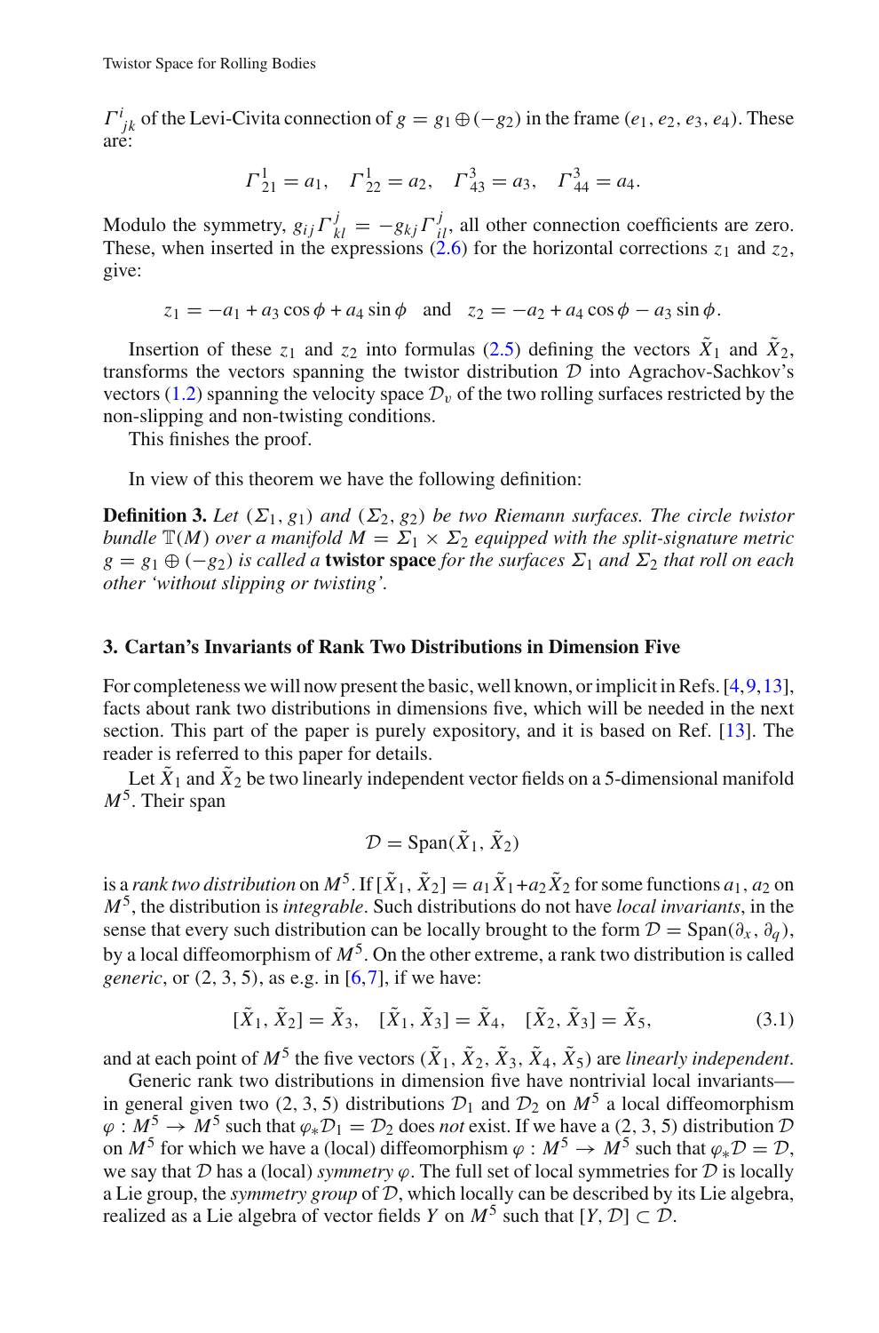$\Gamma^i{}_{jk}$ of the Levi-Civita connection of $g = g_1 \oplus (-g_2)$ in the frame $(e_1, e_2, e_3, e_4)$. These are:

$$\Gamma^1_{21} = a_1, \quad \Gamma^1_{22} = a_2, \quad \Gamma^3_{43} = a_3, \quad \Gamma^3_{44} = a_4.$$

Modulo the symmetry, $g_{ij}\Gamma^j_{kl} = -g_{kj}\Gamma^j_{il}$, all other connection coefficients are zero. These, when inserted in the expressions (2.6) for the horizontal corrections $z_1$ and $z_2$, give:

$$z_1 = -a_1 + a_3 \cos\phi + a_4 \sin\phi \quad \text{and} \quad z_2 = -a_2 + a_4 \cos\phi - a_3 \sin\phi.$$

Insertion of these $z_1$ and $z_2$ into formulas (2.5) defining the vectors $\tilde{X}_1$ and $\tilde{X}_2$, transforms the vectors spanning the twistor distribution $\mathcal{D}$ into Agrachov-Sachkov's vectors (1.2) spanning the velocity space $\mathcal{D}_v$ of the two rolling surfaces restricted by the non-slipping and non-twisting conditions.

This finishes the proof.

In view of this theorem we have the following definition:

**Definition 3.** *Let $(\Sigma_1, g_1)$ and $(\Sigma_2, g_2)$ be two Riemann surfaces. The circle twistor bundle $\mathbb{T}(M)$ over a manifold $M = \Sigma_1 \times \Sigma_2$ equipped with the split-signature metric $g = g_1 \oplus (-g_2)$ is called a* **twistor space** *for the surfaces $\Sigma_1$ and $\Sigma_2$ that roll on each other 'without slipping or twisting'.*

## 3. Cartan's Invariants of Rank Two Distributions in Dimension Five

For completeness we will now present the basic, well known, or implicit in Refs. [4,9,13], facts about rank two distributions in dimensions five, which will be needed in the next section. This part of the paper is purely expository, and it is based on Ref. [13]. The reader is referred to this paper for details.

Let $\tilde{X}_1$ and $\tilde{X}_2$ be two linearly independent vector fields on a 5-dimensional manifold $M^5$. Their span

$$\mathcal{D} = \mathrm{Span}(\tilde{X}_1, \tilde{X}_2)$$

is a *rank two distribution* on $M^5$. If $[\tilde{X}_1, \tilde{X}_2] = a_1\tilde{X}_1 + a_2\tilde{X}_2$ for some functions $a_1, a_2$ on $M^5$, the distribution is *integrable*. Such distributions do not have *local invariants*, in the sense that every such distribution can be locally brought to the form $\mathcal{D} = \mathrm{Span}(\partial_x, \partial_q)$, by a local diffeomorphism of $M^5$. On the other extreme, a rank two distribution is called *generic*, or (2, 3, 5), as e.g. in [6,7], if we have:

$$[\tilde{X}_1, \tilde{X}_2] = \tilde{X}_3, \quad [\tilde{X}_1, \tilde{X}_3] = \tilde{X}_4, \quad [\tilde{X}_2, \tilde{X}_3] = \tilde{X}_5, \tag{3.1}$$

and at each point of $M^5$ the five vectors $(\tilde{X}_1, \tilde{X}_2, \tilde{X}_3, \tilde{X}_4, \tilde{X}_5)$ are *linearly independent*.

Generic rank two distributions in dimension five have nontrivial local invariants—in general given two (2, 3, 5) distributions $\mathcal{D}_1$ and $\mathcal{D}_2$ on $M^5$ a local diffeomorphism $\varphi : M^5 \to M^5$ such that $\varphi_*\mathcal{D}_1 = \mathcal{D}_2$ does *not* exist. If we have a (2, 3, 5) distribution $\mathcal{D}$ on $M^5$ for which we have a (local) diffeomorphism $\varphi : M^5 \to M^5$ such that $\varphi_*\mathcal{D} = \mathcal{D}$, we say that $\mathcal{D}$ has a (local) *symmetry* $\varphi$. The full set of local symmetries for $\mathcal{D}$ is locally a Lie group, the *symmetry group* of $\mathcal{D}$, which locally can be described by its Lie algebra, realized as a Lie algebra of vector fields $Y$ on $M^5$ such that $[Y, \mathcal{D}] \subset \mathcal{D}$.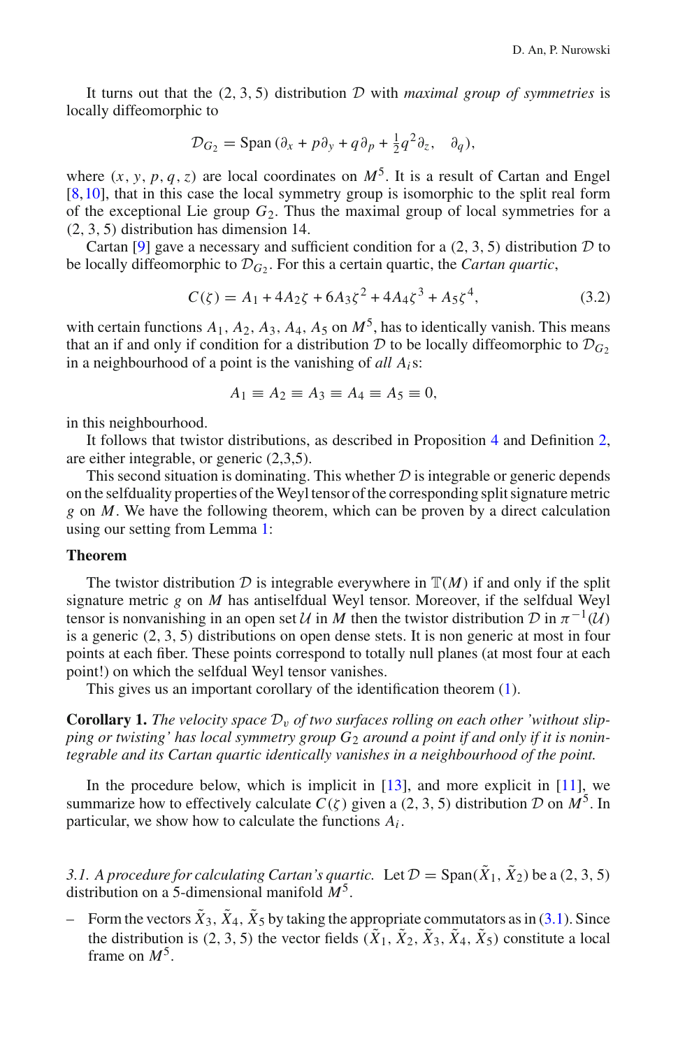It turns out that the (2, 3, 5) distribution $\mathcal{D}$ with *maximal group of symmetries* is locally diffeomorphic to

$$\mathcal{D}_{G_2} = \text{Span}\,(\partial_x + p\partial_y + q\partial_p + \tfrac{1}{2}q^2\partial_z, \quad \partial_q),$$

where $(x, y, p, q, z)$ are local coordinates on $M^5$. It is a result of Cartan and Engel [8,10], that in this case the local symmetry group is isomorphic to the split real form of the exceptional Lie group $G_2$. Thus the maximal group of local symmetries for a (2, 3, 5) distribution has dimension 14.

Cartan [9] gave a necessary and sufficient condition for a (2, 3, 5) distribution $\mathcal{D}$ to be locally diffeomorphic to $\mathcal{D}_{G_2}$. For this a certain quartic, the *Cartan quartic*,

$$C(\zeta) = A_1 + 4A_2\zeta + 6A_3\zeta^2 + 4A_4\zeta^3 + A_5\zeta^4, \tag{3.2}$$

with certain functions $A_1, A_2, A_3, A_4, A_5$ on $M^5$, has to identically vanish. This means that an if and only if condition for a distribution $\mathcal{D}$ to be locally diffeomorphic to $\mathcal{D}_{G_2}$ in a neighbourhood of a point is the vanishing of *all* $A_i$s:

$$A_1 \equiv A_2 \equiv A_3 \equiv A_4 \equiv A_5 \equiv 0,$$

in this neighbourhood.

It follows that twistor distributions, as described in Proposition 4 and Definition 2, are either integrable, or generic (2,3,5).

This second situation is dominating. This whether $\mathcal{D}$ is integrable or generic depends on the selfduality properties of the Weyl tensor of the corresponding split signature metric $g$ on $M$. We have the following theorem, which can be proven by a direct calculation using our setting from Lemma 1:

**Theorem**

The twistor distribution $\mathcal{D}$ is integrable everywhere in $\mathbb{T}(M)$ if and only if the split signature metric $g$ on $M$ has antiselfdual Weyl tensor. Moreover, if the selfdual Weyl tensor is nonvanishing in an open set $\mathcal{U}$ in $M$ then the twistor distribution $\mathcal{D}$ in $\pi^{-1}(\mathcal{U})$ is a generic (2, 3, 5) distributions on open dense stets. It is non generic at most in four points at each fiber. These points correspond to totally null planes (at most four at each point!) on which the selfdual Weyl tensor vanishes.

This gives us an important corollary of the identification theorem (1).

**Corollary 1.** *The velocity space $\mathcal{D}_v$ of two surfaces rolling on each other 'without slipping or twisting' has local symmetry group $G_2$ around a point if and only if it is nonintegrable and its Cartan quartic identically vanishes in a neighbourhood of the point.*

In the procedure below, which is implicit in [13], and more explicit in [11], we summarize how to effectively calculate $C(\zeta)$ given a (2, 3, 5) distribution $\mathcal{D}$ on $M^5$. In particular, we show how to calculate the functions $A_i$.

*3.1. A procedure for calculating Cartan's quartic.* Let $\mathcal{D} = \text{Span}(\tilde{X}_1, \tilde{X}_2)$ be a (2, 3, 5) distribution on a 5-dimensional manifold $M^5$.

– Form the vectors $\tilde{X}_3, \tilde{X}_4, \tilde{X}_5$ by taking the appropriate commutators as in (3.1). Since the distribution is (2, 3, 5) the vector fields $(\tilde{X}_1, \tilde{X}_2, \tilde{X}_3, \tilde{X}_4, \tilde{X}_5)$ constitute a local frame on $M^5$.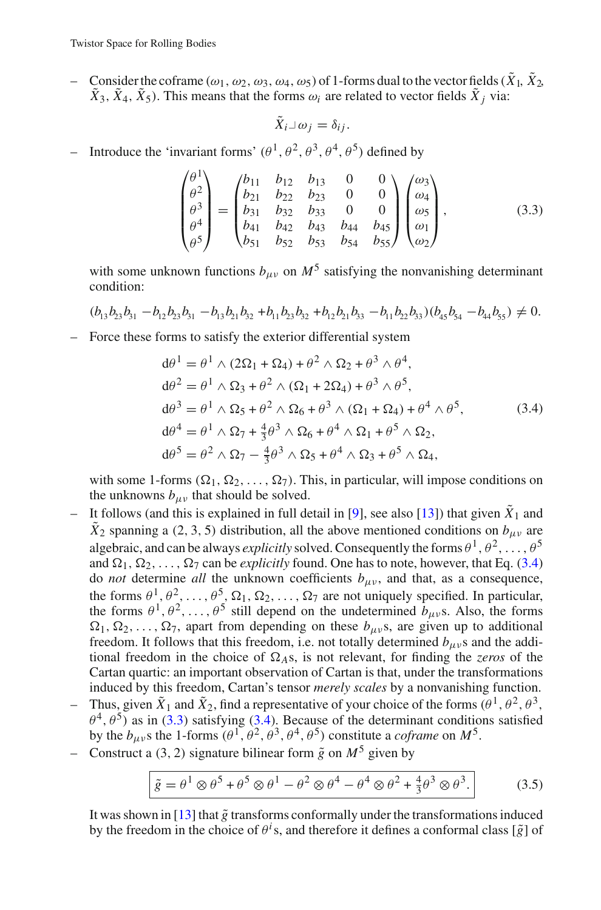– Consider the coframe $(\omega_1, \omega_2, \omega_3, \omega_4, \omega_5)$ of 1-forms dual to the vector fields $(\tilde{X}_1, \tilde{X}_2, \tilde{X}_3, \tilde{X}_4, \tilde{X}_5)$. This means that the forms $\omega_i$ are related to vector fields $\tilde{X}_j$ via:

$$\tilde{X}_i \lrcorner \omega_j = \delta_{ij}.$$

– Introduce the 'invariant forms' $(\theta^1, \theta^2, \theta^3, \theta^4, \theta^5)$ defined by

$$\begin{pmatrix} \theta^1 \\ \theta^2 \\ \theta^3 \\ \theta^4 \\ \theta^5 \end{pmatrix} = \begin{pmatrix} b_{11} & b_{12} & b_{13} & 0 & 0 \\ b_{21} & b_{22} & b_{23} & 0 & 0 \\ b_{31} & b_{32} & b_{33} & 0 & 0 \\ b_{41} & b_{42} & b_{43} & b_{44} & b_{45} \\ b_{51} & b_{52} & b_{53} & b_{54} & b_{55} \end{pmatrix} \begin{pmatrix} \omega_3 \\ \omega_4 \\ \omega_5 \\ \omega_1 \\ \omega_2 \end{pmatrix}, \tag{3.3}$$

with some unknown functions $b_{\mu\nu}$ on $M^5$ satisfying the nonvanishing determinant condition:

$$(b_{13}b_{23}b_{31} - b_{12}b_{23}b_{31} - b_{13}b_{21}b_{32} + b_{11}b_{23}b_{32} + b_{12}b_{21}b_{33} - b_{11}b_{22}b_{33})(b_{45}b_{54} - b_{44}b_{55}) \neq 0.$$

– Force these forms to satisfy the exterior differential system

$$\begin{aligned}
\mathrm{d}\theta^1 &= \theta^1 \wedge (2\Omega_1 + \Omega_4) + \theta^2 \wedge \Omega_2 + \theta^3 \wedge \theta^4, \\
\mathrm{d}\theta^2 &= \theta^1 \wedge \Omega_3 + \theta^2 \wedge (\Omega_1 + 2\Omega_4) + \theta^3 \wedge \theta^5, \\
\mathrm{d}\theta^3 &= \theta^1 \wedge \Omega_5 + \theta^2 \wedge \Omega_6 + \theta^3 \wedge (\Omega_1 + \Omega_4) + \theta^4 \wedge \theta^5, \\
\mathrm{d}\theta^4 &= \theta^1 \wedge \Omega_7 + \tfrac{4}{3}\theta^3 \wedge \Omega_6 + \theta^4 \wedge \Omega_1 + \theta^5 \wedge \Omega_2, \\
\mathrm{d}\theta^5 &= \theta^2 \wedge \Omega_7 - \tfrac{4}{3}\theta^3 \wedge \Omega_5 + \theta^4 \wedge \Omega_3 + \theta^5 \wedge \Omega_4,
\end{aligned} \tag{3.4}$$

with some 1-forms $(\Omega_1, \Omega_2, \dots, \Omega_7)$. This, in particular, will impose conditions on the unknowns $b_{\mu\nu}$ that should be solved.

– It follows (and this is explained in full detail in [9], see also [13]) that given $\tilde{X}_1$ and $\tilde{X}_2$ spanning a (2, 3, 5) distribution, all the above mentioned conditions on $b_{\mu\nu}$ are algebraic, and can be always *explicitly* solved. Consequently the forms $\theta^1, \theta^2, \dots, \theta^5$ and $\Omega_1, \Omega_2, \dots, \Omega_7$ can be *explicitly* found. One has to note, however, that Eq. (3.4) do *not* determine *all* the unknown coefficients $b_{\mu\nu}$, and that, as a consequence, the forms $\theta^1, \theta^2, \dots, \theta^5, \Omega_1, \Omega_2, \dots, \Omega_7$ are not uniquely specified. In particular, the forms $\theta^1, \theta^2, \dots, \theta^5$ still depend on the undetermined $b_{\mu\nu}$s. Also, the forms $\Omega_1, \Omega_2, \dots, \Omega_7$, apart from depending on these $b_{\mu\nu}$s, are given up to additional freedom. It follows that this freedom, i.e. not totally determined $b_{\mu\nu}$s and the additional freedom in the choice of $\Omega_A$s, is not relevant, for finding the *zeros* of the Cartan quartic: an important observation of Cartan is that, under the transformations induced by this freedom, Cartan's tensor *merely scales* by a nonvanishing function.

– Thus, given $\tilde{X}_1$ and $\tilde{X}_2$, find a representative of your choice of the forms $(\theta^1, \theta^2, \theta^3, \theta^4, \theta^5)$ as in (3.3) satisfying (3.4). Because of the determinant conditions satisfied by the $b_{\mu\nu}$s the 1-forms $(\theta^1, \theta^2, \theta^3, \theta^4, \theta^5)$ constitute a *coframe* on $M^5$.

– Construct a (3, 2) signature bilinear form $\tilde{g}$ on $M^5$ given by

$$\boxed{\tilde{g} = \theta^1 \otimes \theta^5 + \theta^5 \otimes \theta^1 - \theta^2 \otimes \theta^4 - \theta^4 \otimes \theta^2 + \tfrac{4}{3}\theta^3 \otimes \theta^3.} \tag{3.5}$$

It was shown in [13] that $\tilde{g}$ transforms conformally under the transformations induced by the freedom in the choice of $\theta^i$s, and therefore it defines a conformal class $[\tilde{g}]$ of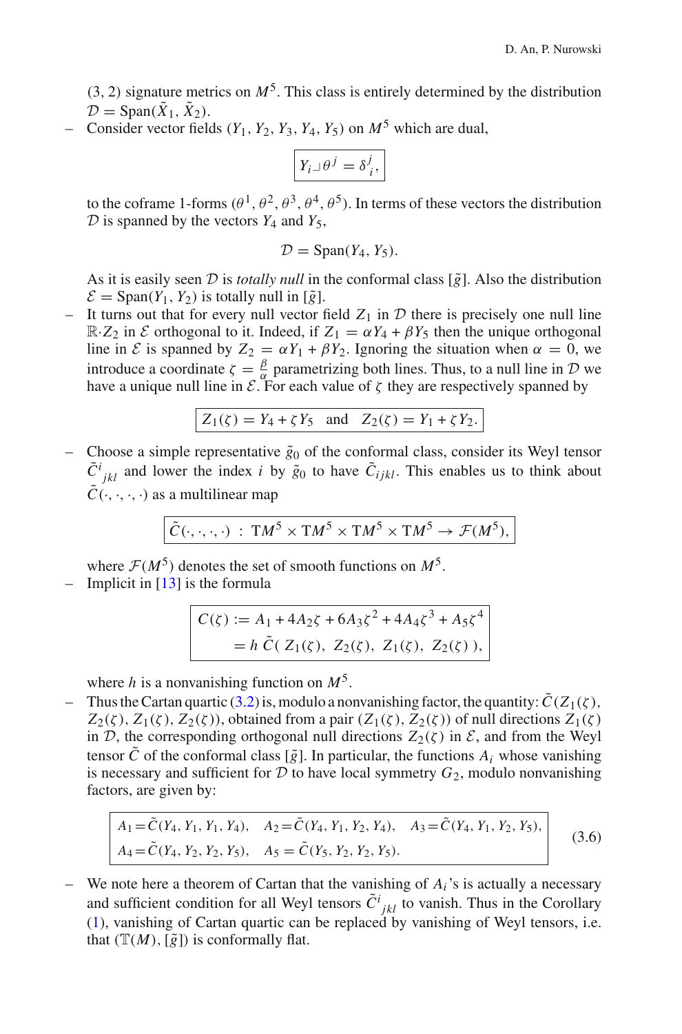(3, 2) signature metrics on $M^5$. This class is entirely determined by the distribution $\mathcal{D} = \mathrm{Span}(\tilde{X}_1, \tilde{X}_2)$.

- Consider vector fields $(Y_1, Y_2, Y_3, Y_4, Y_5)$ on $M^5$ which are dual,

$$\boxed{Y_i \lrcorner \theta^j = \delta^j_{\ i},}$$

to the coframe 1-forms $(\theta^1, \theta^2, \theta^3, \theta^4, \theta^5)$. In terms of these vectors the distribution $\mathcal{D}$ is spanned by the vectors $Y_4$ and $Y_5$,

$$\mathcal{D} = \mathrm{Span}(Y_4, Y_5).$$

As it is easily seen $\mathcal{D}$ is *totally null* in the conformal class $[\tilde{g}]$. Also the distribution $\mathcal{E} = \mathrm{Span}(Y_1, Y_2)$ is totally null in $[\tilde{g}]$.

- It turns out that for every null vector field $Z_1$ in $\mathcal{D}$ there is precisely one null line $\mathbb{R}\cdot Z_2$ in $\mathcal{E}$ orthogonal to it. Indeed, if $Z_1 = \alpha Y_4 + \beta Y_5$ then the unique orthogonal line in $\mathcal{E}$ is spanned by $Z_2 = \alpha Y_1 + \beta Y_2$. Ignoring the situation when $\alpha = 0$, we introduce a coordinate $\zeta = \frac{\beta}{\alpha}$ parametrizing both lines. Thus, to a null line in $\mathcal{D}$ we have a unique null line in $\mathcal{E}$. For each value of $\zeta$ they are respectively spanned by

$$\boxed{Z_1(\zeta) = Y_4 + \zeta Y_5 \quad \text{and} \quad Z_2(\zeta) = Y_1 + \zeta Y_2.}$$

- Choose a simple representative $\tilde{g}_0$ of the conformal class, consider its Weyl tensor $\tilde{C}^i{}_{jkl}$ and lower the index $i$ by $\tilde{g}_0$ to have $\tilde{C}_{ijkl}$. This enables us to think about $\tilde{C}(\cdot,\cdot,\cdot,\cdot)$ as a multilinear map

$$\boxed{\tilde{C}(\cdot,\cdot,\cdot,\cdot) \ : \ \mathrm{T}M^5 \times \mathrm{T}M^5 \times \mathrm{T}M^5 \times \mathrm{T}M^5 \to \mathcal{F}(M^5),}$$

where $\mathcal{F}(M^5)$ denotes the set of smooth functions on $M^5$.

- Implicit in [13] is the formula

$$\boxed{\begin{aligned} C(\zeta) &:= A_1 + 4A_2\zeta + 6A_3\zeta^2 + 4A_4\zeta^3 + A_5\zeta^4 \\ &= h\, \tilde{C}(\, Z_1(\zeta),\ Z_2(\zeta),\ Z_1(\zeta),\ Z_2(\zeta)\,), \end{aligned}}$$

where $h$ is a nonvanishing function on $M^5$.

- Thus the Cartan quartic (3.2) is, modulo a nonvanishing factor, the quantity: $\tilde{C}(Z_1(\zeta), Z_2(\zeta), Z_1(\zeta), Z_2(\zeta))$, obtained from a pair $(Z_1(\zeta), Z_2(\zeta))$ of null directions $Z_1(\zeta)$ in $\mathcal{D}$, the corresponding orthogonal null directions $Z_2(\zeta)$ in $\mathcal{E}$, and from the Weyl tensor $\tilde{C}$ of the conformal class $[\tilde{g}]$. In particular, the functions $A_i$ whose vanishing is necessary and sufficient for $\mathcal{D}$ to have local symmetry $G_2$, modulo nonvanishing factors, are given by:

$$\boxed{\begin{aligned} &A_1 = \tilde{C}(Y_4, Y_1, Y_1, Y_4), \quad A_2 = \tilde{C}(Y_4, Y_1, Y_2, Y_4), \quad A_3 = \tilde{C}(Y_4, Y_1, Y_2, Y_5), \\ &A_4 = \tilde{C}(Y_4, Y_2, Y_2, Y_5), \quad A_5 = \tilde{C}(Y_5, Y_2, Y_2, Y_5). \end{aligned}} \tag{3.6}$$

- We note here a theorem of Cartan that the vanishing of $A_i$'s is actually a necessary and sufficient condition for all Weyl tensors $\tilde{C}^i{}_{jkl}$ to vanish. Thus in the Corollary (1), vanishing of Cartan quartic can be replaced by vanishing of Weyl tensors, i.e. that $(\mathbb{T}(M), [\tilde{g}])$ is conformally flat.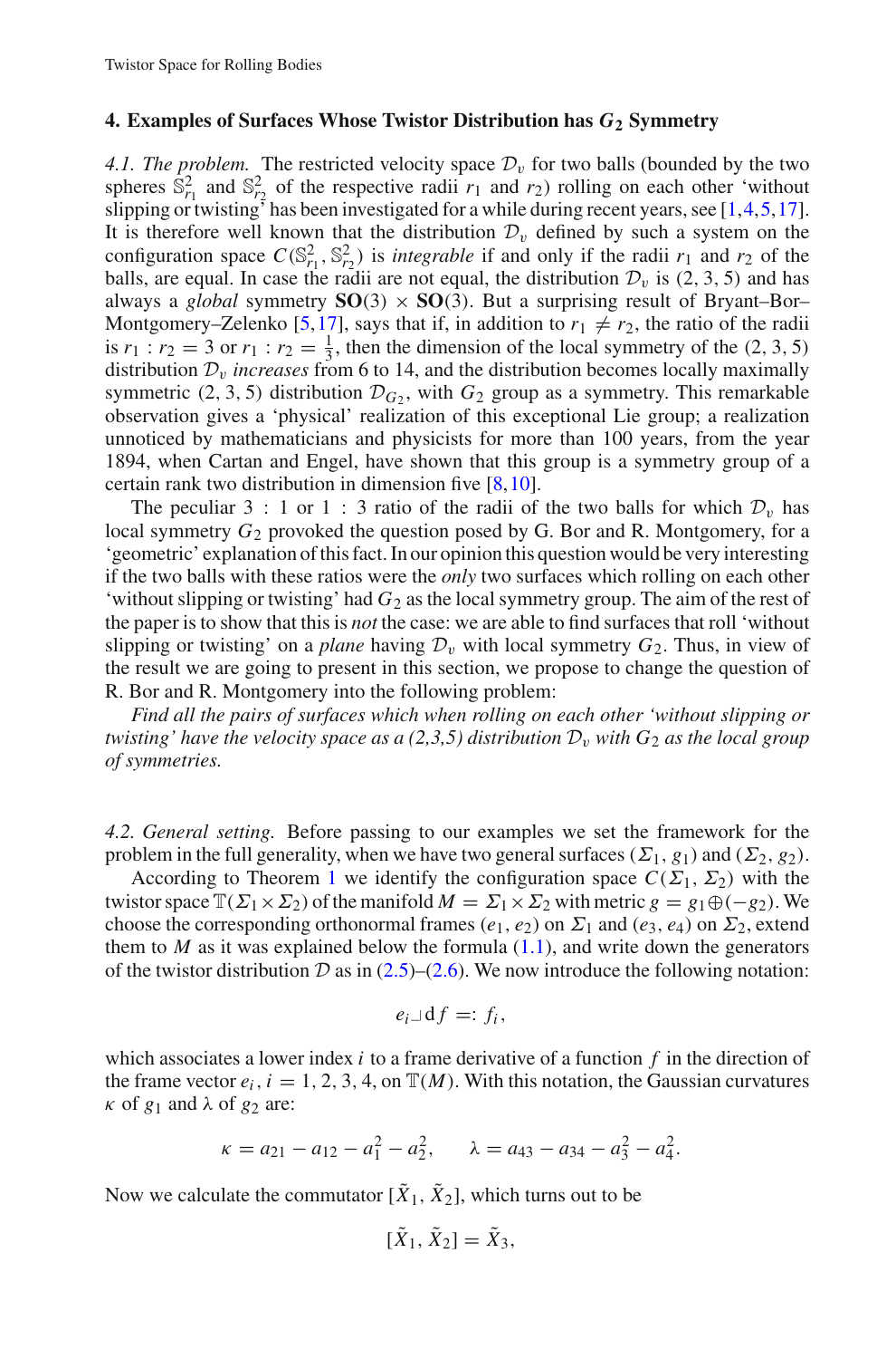## 4. Examples of Surfaces Whose Twistor Distribution has $G_2$ Symmetry

*4.1. The problem.* The restricted velocity space $\mathcal{D}_v$ for two balls (bounded by the two spheres $\mathbb{S}^2_{r_1}$ and $\mathbb{S}^2_{r_2}$ of the respective radii $r_1$ and $r_2$) rolling on each other 'without slipping or twisting' has been investigated for a while during recent years, see [1,4,5,17]. It is therefore well known that the distribution $\mathcal{D}_v$ defined by such a system on the configuration space $C(\mathbb{S}^2_{r_1}, \mathbb{S}^2_{r_2})$ is *integrable* if and only if the radii $r_1$ and $r_2$ of the balls, are equal. In case the radii are not equal, the distribution $\mathcal{D}_v$ is (2, 3, 5) and has always a *global* symmetry $\mathbf{SO}(3) \times \mathbf{SO}(3)$. But a surprising result of Bryant–Bor–Montgomery–Zelenko [5,17], says that if, in addition to $r_1 \neq r_2$, the ratio of the radii is $r_1 : r_2 = 3$ or $r_1 : r_2 = \frac{1}{3}$, then the dimension of the local symmetry of the (2, 3, 5) distribution $\mathcal{D}_v$ *increases* from 6 to 14, and the distribution becomes locally maximally symmetric (2, 3, 5) distribution $\mathcal{D}_{G_2}$, with $G_2$ group as a symmetry. This remarkable observation gives a 'physical' realization of this exceptional Lie group; a realization unnoticed by mathematicians and physicists for more than 100 years, from the year 1894, when Cartan and Engel, have shown that this group is a symmetry group of a certain rank two distribution in dimension five [8,10].

The peculiar 3 : 1 or 1 : 3 ratio of the radii of the two balls for which $\mathcal{D}_v$ has local symmetry $G_2$ provoked the question posed by G. Bor and R. Montgomery, for a 'geometric' explanation of this fact. In our opinion this question would be very interesting if the two balls with these ratios were the *only* two surfaces which rolling on each other 'without slipping or twisting' had $G_2$ as the local symmetry group. The aim of the rest of the paper is to show that this is *not* the case: we are able to find surfaces that roll 'without slipping or twisting' on a *plane* having $\mathcal{D}_v$ with local symmetry $G_2$. Thus, in view of the result we are going to present in this section, we propose to change the question of R. Bor and R. Montgomery into the following problem:

*Find all the pairs of surfaces which when rolling on each other 'without slipping or twisting' have the velocity space as a (2,3,5) distribution $\mathcal{D}_v$ with $G_2$ as the local group of symmetries.*

*4.2. General setting.* Before passing to our examples we set the framework for the problem in the full generality, when we have two general surfaces $(\Sigma_1, g_1)$ and $(\Sigma_2, g_2)$.

According to Theorem 1 we identify the configuration space $C(\Sigma_1, \Sigma_2)$ with the twistor space $\mathbb{T}(\Sigma_1 \times \Sigma_2)$ of the manifold $M = \Sigma_1 \times \Sigma_2$ with metric $g = g_1 \oplus (-g_2)$. We choose the corresponding orthonormal frames $(e_1, e_2)$ on $\Sigma_1$ and $(e_3, e_4)$ on $\Sigma_2$, extend them to $M$ as it was explained below the formula (1.1), and write down the generators of the twistor distribution $\mathcal{D}$ as in (2.5)–(2.6). We now introduce the following notation:

$$e_i \lrcorner \, \mathrm{d}f =: f_i,$$

which associates a lower index $i$ to a frame derivative of a function $f$ in the direction of the frame vector $e_i$, $i = 1, 2, 3, 4$, on $\mathbb{T}(M)$. With this notation, the Gaussian curvatures $\kappa$ of $g_1$ and $\lambda$ of $g_2$ are:

$$\kappa = a_{21} - a_{12} - a_1^2 - a_2^2, \qquad \lambda = a_{43} - a_{34} - a_3^2 - a_4^2.$$

Now we calculate the commutator $[\tilde{X}_1, \tilde{X}_2]$, which turns out to be

$$[\tilde{X}_1, \tilde{X}_2] = \tilde{X}_3,$$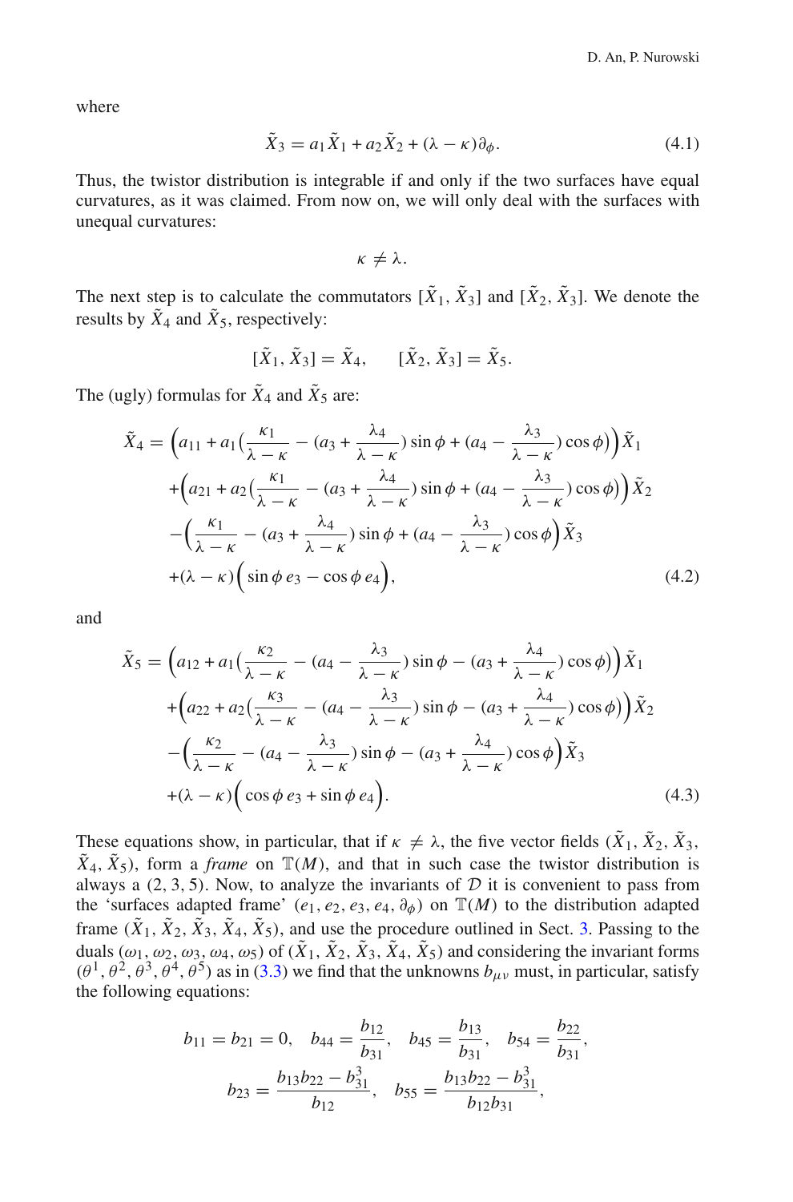where

$$\tilde{X}_3 = a_1\tilde{X}_1 + a_2\tilde{X}_2 + (\lambda - \kappa)\partial_\phi. \tag{4.1}$$

Thus, the twistor distribution is integrable if and only if the two surfaces have equal curvatures, as it was claimed. From now on, we will only deal with the surfaces with unequal curvatures:

$$\kappa \neq \lambda.$$

The next step is to calculate the commutators $[\tilde{X}_1, \tilde{X}_3]$ and $[\tilde{X}_2, \tilde{X}_3]$. We denote the results by $\tilde{X}_4$ and $\tilde{X}_5$, respectively:

$$[\tilde{X}_1, \tilde{X}_3] = \tilde{X}_4, \qquad [\tilde{X}_2, \tilde{X}_3] = \tilde{X}_5.$$

The (ugly) formulas for $\tilde{X}_4$ and $\tilde{X}_5$ are:

$$\begin{aligned}
\tilde{X}_4 = &\Big(a_{11} + a_1\big(\frac{\kappa_1}{\lambda-\kappa} - (a_3 + \frac{\lambda_4}{\lambda-\kappa})\sin\phi + (a_4 - \frac{\lambda_3}{\lambda-\kappa})\cos\phi\big)\Big)\tilde{X}_1 \\
&+\Big(a_{21} + a_2\big(\frac{\kappa_1}{\lambda-\kappa} - (a_3 + \frac{\lambda_4}{\lambda-\kappa})\sin\phi + (a_4 - \frac{\lambda_3}{\lambda-\kappa})\cos\phi\big)\Big)\tilde{X}_2 \\
&-\Big(\frac{\kappa_1}{\lambda-\kappa} - (a_3 + \frac{\lambda_4}{\lambda-\kappa})\sin\phi + (a_4 - \frac{\lambda_3}{\lambda-\kappa})\cos\phi\Big)\tilde{X}_3 \\
&+(\lambda-\kappa)\Big(\sin\phi\, e_3 - \cos\phi\, e_4\Big),
\end{aligned} \tag{4.2}$$

and

$$\begin{aligned}
\tilde{X}_5 = &\Big(a_{12} + a_1\big(\frac{\kappa_2}{\lambda-\kappa} - (a_4 - \frac{\lambda_3}{\lambda-\kappa})\sin\phi - (a_3 + \frac{\lambda_4}{\lambda-\kappa})\cos\phi\big)\Big)\tilde{X}_1 \\
&+\Big(a_{22} + a_2\big(\frac{\kappa_3}{\lambda-\kappa} - (a_4 - \frac{\lambda_3}{\lambda-\kappa})\sin\phi - (a_3 + \frac{\lambda_4}{\lambda-\kappa})\cos\phi\big)\Big)\tilde{X}_2 \\
&-\Big(\frac{\kappa_2}{\lambda-\kappa} - (a_4 - \frac{\lambda_3}{\lambda-\kappa})\sin\phi - (a_3 + \frac{\lambda_4}{\lambda-\kappa})\cos\phi\Big)\tilde{X}_3 \\
&+(\lambda-\kappa)\Big(\cos\phi\, e_3 + \sin\phi\, e_4\Big).
\end{aligned} \tag{4.3}$$

These equations show, in particular, that if $\kappa \neq \lambda$, the five vector fields $(\tilde{X}_1, \tilde{X}_2, \tilde{X}_3, \tilde{X}_4, \tilde{X}_5)$, form a *frame* on $\mathbb{T}(M)$, and that in such case the twistor distribution is always a $(2, 3, 5)$. Now, to analyze the invariants of $\mathcal{D}$ it is convenient to pass from the 'surfaces adapted frame' $(e_1, e_2, e_3, e_4, \partial_\phi)$ on $\mathbb{T}(M)$ to the distribution adapted frame $(\tilde{X}_1, \tilde{X}_2, \tilde{X}_3, \tilde{X}_4, \tilde{X}_5)$, and use the procedure outlined in Sect. 3. Passing to the duals $(\omega_1, \omega_2, \omega_3, \omega_4, \omega_5)$ of $(\tilde{X}_1, \tilde{X}_2, \tilde{X}_3, \tilde{X}_4, \tilde{X}_5)$ and considering the invariant forms $(\theta^1, \theta^2, \theta^3, \theta^4, \theta^5)$ as in (3.3) we find that the unknowns $b_{\mu\nu}$ must, in particular, satisfy the following equations:

$$b_{11} = b_{21} = 0, \quad b_{44} = \frac{b_{12}}{b_{31}}, \quad b_{45} = \frac{b_{13}}{b_{31}}, \quad b_{54} = \frac{b_{22}}{b_{31}},$$

$$b_{23} = \frac{b_{13}b_{22} - b_{31}^3}{b_{12}}, \quad b_{55} = \frac{b_{13}b_{22} - b_{31}^3}{b_{12}b_{31}},$$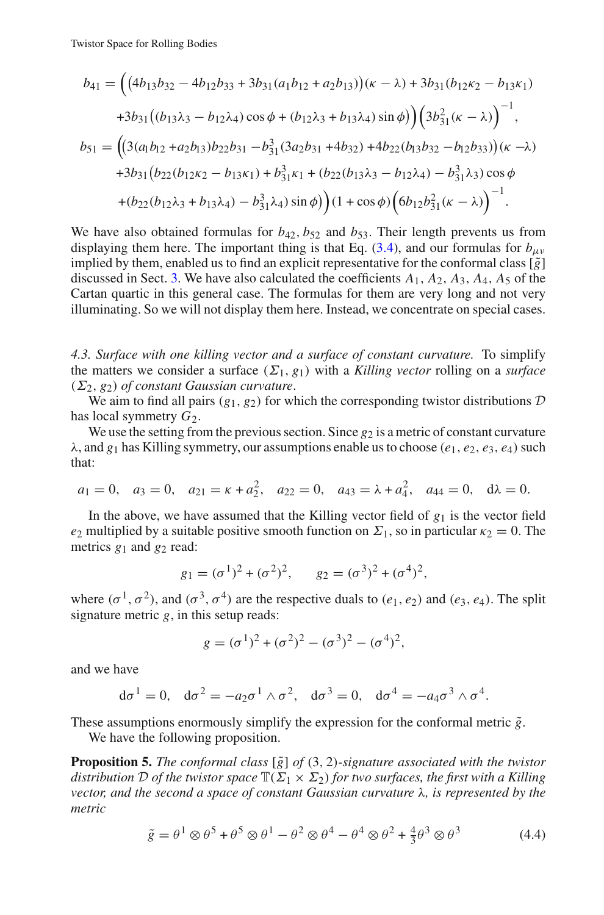$$b_{41} = \Big( \big(4b_{13}b_{32} - 4b_{12}b_{33} + 3b_{31}(a_1 b_{12} + a_2 b_{13})\big)(\kappa - \lambda) + 3b_{31}(b_{12}\kappa_2 - b_{13}\kappa_1)$$
$$+3b_{31}\big((b_{13}\lambda_3 - b_{12}\lambda_4)\cos\phi + (b_{12}\lambda_3 + b_{13}\lambda_4)\sin\phi\big)\Big)\Big(3b_{31}^2(\kappa - \lambda)\Big)^{-1},$$

$$b_{51} = \Big(\big(3(a_1 b_{12} + a_2 b_{13})b_{22}b_{31} - b_{31}^3(3a_2 b_{31} + 4b_{32}) + 4b_{22}(b_{13}b_{32} - b_{12}b_{33})\big)(\kappa - \lambda)$$
$$+3b_{31}\big(b_{22}(b_{12}\kappa_2 - b_{13}\kappa_1) + b_{31}^3\kappa_1 + (b_{22}(b_{13}\lambda_3 - b_{12}\lambda_4) - b_{31}^3\lambda_3)\cos\phi$$
$$+(b_{22}(b_{12}\lambda_3 + b_{13}\lambda_4) - b_{31}^3\lambda_4)\sin\phi\big)\Big)(1 + \cos\phi)\Big(6b_{12}b_{31}^2(\kappa - \lambda)\Big)^{-1}.$$

We have also obtained formulas for $b_{42}, b_{52}$ and $b_{53}$. Their length prevents us from displaying them here. The important thing is that Eq. (3.4), and our formulas for $b_{\mu\nu}$ implied by them, enabled us to find an explicit representative for the conformal class $[\tilde{g}]$ discussed in Sect. 3. We have also calculated the coefficients $A_1, A_2, A_3, A_4, A_5$ of the Cartan quartic in this general case. The formulas for them are very long and not very illuminating. So we will not display them here. Instead, we concentrate on special cases.

*4.3. Surface with one killing vector and a surface of constant curvature.* To simplify the matters we consider a surface $(\Sigma_1, g_1)$ with a *Killing vector* rolling on a *surface* $(\Sigma_2, g_2)$ *of constant Gaussian curvature*.

We aim to find all pairs $(g_1, g_2)$ for which the corresponding twistor distributions $\mathcal{D}$ has local symmetry $G_2$.

We use the setting from the previous section. Since $g_2$ is a metric of constant curvature $\lambda$, and $g_1$ has Killing symmetry, our assumptions enable us to choose $(e_1, e_2, e_3, e_4)$ such that:

$$a_1 = 0, \quad a_3 = 0, \quad a_{21} = \kappa + a_2^2, \quad a_{22} = 0, \quad a_{43} = \lambda + a_4^2, \quad a_{44} = 0, \quad \mathrm{d}\lambda = 0.$$

In the above, we have assumed that the Killing vector field of $g_1$ is the vector field $e_2$ multiplied by a suitable positive smooth function on $\Sigma_1$, so in particular $\kappa_2 = 0$. The metrics $g_1$ and $g_2$ read:

$$g_1 = (\sigma^1)^2 + (\sigma^2)^2, \qquad g_2 = (\sigma^3)^2 + (\sigma^4)^2,$$

where $(\sigma^1, \sigma^2)$, and $(\sigma^3, \sigma^4)$ are the respective duals to $(e_1, e_2)$ and $(e_3, e_4)$. The split signature metric $g$, in this setup reads:

$$g = (\sigma^1)^2 + (\sigma^2)^2 - (\sigma^3)^2 - (\sigma^4)^2,$$

and we have

$$\mathrm{d}\sigma^1 = 0, \quad \mathrm{d}\sigma^2 = -a_2\sigma^1 \wedge \sigma^2, \quad \mathrm{d}\sigma^3 = 0, \quad \mathrm{d}\sigma^4 = -a_4\sigma^3 \wedge \sigma^4.$$

These assumptions enormously simplify the expression for the conformal metric $\tilde{g}$.

We have the following proposition.

**Proposition 5.** *The conformal class* $[\tilde{g}]$ *of* $(3, 2)$*-signature associated with the twistor distribution* $\mathcal{D}$ *of the twistor space* $\mathbb{T}(\Sigma_1 \times \Sigma_2)$ *for two surfaces, the first with a Killing vector, and the second a space of constant Gaussian curvature* $\lambda$*, is represented by the metric*

$$\tilde{g} = \theta^1 \otimes \theta^5 + \theta^5 \otimes \theta^1 - \theta^2 \otimes \theta^4 - \theta^4 \otimes \theta^2 + \tfrac{4}{3}\theta^3 \otimes \theta^3 \tag{4.4}$$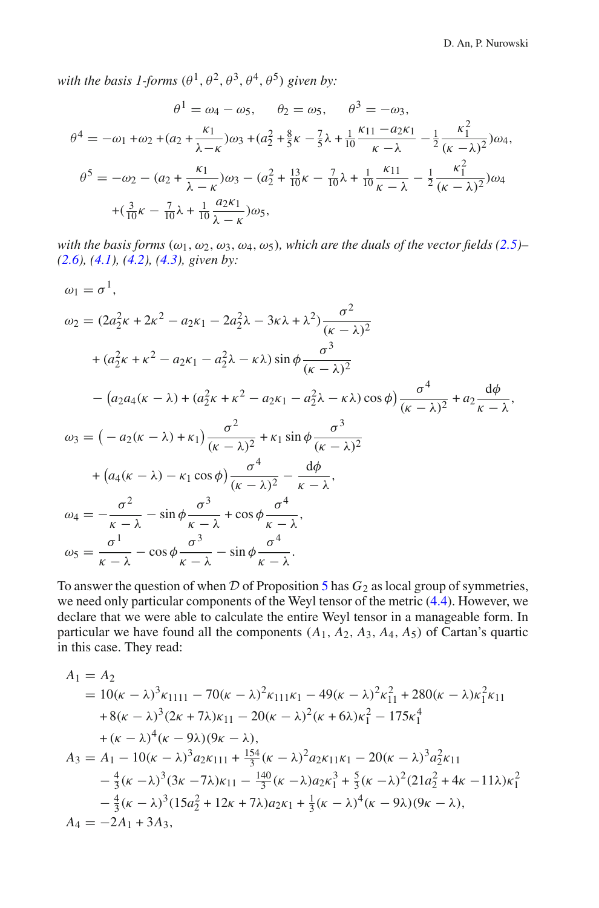*with the basis 1-forms* $(\theta^1, \theta^2, \theta^3, \theta^4, \theta^5)$ *given by:*

$$\theta^1 = \omega_4 - \omega_5, \qquad \theta_2 = \omega_5, \qquad \theta^3 = -\omega_3,$$

$$\theta^4 = -\omega_1 + \omega_2 + (a_2 + \frac{\kappa_1}{\lambda - \kappa})\omega_3 + (a_2^2 + \tfrac{8}{5}\kappa - \tfrac{7}{5}\lambda + \tfrac{1}{10}\frac{\kappa_{11} - a_2\kappa_1}{\kappa - \lambda} - \tfrac{1}{2}\frac{\kappa_1^2}{(\kappa - \lambda)^2})\omega_4,$$

$$\theta^5 = -\omega_2 - (a_2 + \frac{\kappa_1}{\lambda - \kappa})\omega_3 - (a_2^2 + \tfrac{13}{10}\kappa - \tfrac{7}{10}\lambda + \tfrac{1}{10}\frac{\kappa_{11}}{\kappa - \lambda} - \tfrac{1}{2}\frac{\kappa_1^2}{(\kappa - \lambda)^2})\omega_4$$

$$+ (\tfrac{3}{10}\kappa - \tfrac{7}{10}\lambda + \tfrac{1}{10}\frac{a_2\kappa_1}{\lambda - \kappa})\omega_5,$$

*with the basis forms* $(\omega_1, \omega_2, \omega_3, \omega_4, \omega_5)$*, which are the duals of the vector fields (2.5)–(2.6), (4.1), (4.2), (4.3), given by:*

$$\omega_1 = \sigma^1,$$

$$\omega_2 = (2a_2^2\kappa + 2\kappa^2 - a_2\kappa_1 - 2a_2^2\lambda - 3\kappa\lambda + \lambda^2)\frac{\sigma^2}{(\kappa - \lambda)^2}$$

$$+ (a_2^2\kappa + \kappa^2 - a_2\kappa_1 - a_2^2\lambda - \kappa\lambda)\sin\phi\frac{\sigma^3}{(\kappa - \lambda)^2}$$

$$- \big(a_2a_4(\kappa - \lambda) + (a_2^2\kappa + \kappa^2 - a_2\kappa_1 - a_2^2\lambda - \kappa\lambda)\cos\phi\big)\frac{\sigma^4}{(\kappa - \lambda)^2} + a_2\frac{\mathrm{d}\phi}{\kappa - \lambda},$$

$$\omega_3 = \big(-a_2(\kappa - \lambda) + \kappa_1\big)\frac{\sigma^2}{(\kappa - \lambda)^2} + \kappa_1\sin\phi\frac{\sigma^3}{(\kappa - \lambda)^2}$$

$$+ \big(a_4(\kappa - \lambda) - \kappa_1\cos\phi\big)\frac{\sigma^4}{(\kappa - \lambda)^2} - \frac{\mathrm{d}\phi}{\kappa - \lambda},$$

$$\omega_4 = -\frac{\sigma^2}{\kappa - \lambda} - \sin\phi\frac{\sigma^3}{\kappa - \lambda} + \cos\phi\frac{\sigma^4}{\kappa - \lambda},$$

$$\omega_5 = \frac{\sigma^1}{\kappa - \lambda} - \cos\phi\frac{\sigma^3}{\kappa - \lambda} - \sin\phi\frac{\sigma^4}{\kappa - \lambda}.$$

To answer the question of when $\mathcal{D}$ of Proposition 5 has $G_2$ as local group of symmetries, we need only particular components of the Weyl tensor of the metric (4.4). However, we declare that we were able to calculate the entire Weyl tensor in a manageable form. In particular we have found all the components $(A_1, A_2, A_3, A_4, A_5)$ of Cartan's quartic in this case. They read:

$$\begin{aligned}
A_1 &= A_2\\
&= 10(\kappa - \lambda)^3\kappa_{1111} - 70(\kappa - \lambda)^2\kappa_{111}\kappa_1 - 49(\kappa - \lambda)^2\kappa_{11}^2 + 280(\kappa - \lambda)\kappa_1^2\kappa_{11}\\
&\quad + 8(\kappa - \lambda)^3(2\kappa + 7\lambda)\kappa_{11} - 20(\kappa - \lambda)^2(\kappa + 6\lambda)\kappa_1^2 - 175\kappa_1^4\\
&\quad + (\kappa - \lambda)^4(\kappa - 9\lambda)(9\kappa - \lambda),\\
A_3 &= A_1 - 10(\kappa - \lambda)^3 a_2\kappa_{111} + \tfrac{154}{3}(\kappa - \lambda)^2 a_2\kappa_{11}\kappa_1 - 20(\kappa - \lambda)^3 a_2^2\kappa_{11}\\
&\quad - \tfrac{4}{3}(\kappa - \lambda)^3(3\kappa - 7\lambda)\kappa_{11} - \tfrac{140}{3}(\kappa - \lambda)a_2\kappa_1^3 + \tfrac{5}{3}(\kappa - \lambda)^2(21a_2^2 + 4\kappa - 11\lambda)\kappa_1^2\\
&\quad - \tfrac{4}{3}(\kappa - \lambda)^3(15a_2^2 + 12\kappa + 7\lambda)a_2\kappa_1 + \tfrac{1}{3}(\kappa - \lambda)^4(\kappa - 9\lambda)(9\kappa - \lambda),\\
A_4 &= -2A_1 + 3A_3,
\end{aligned}$$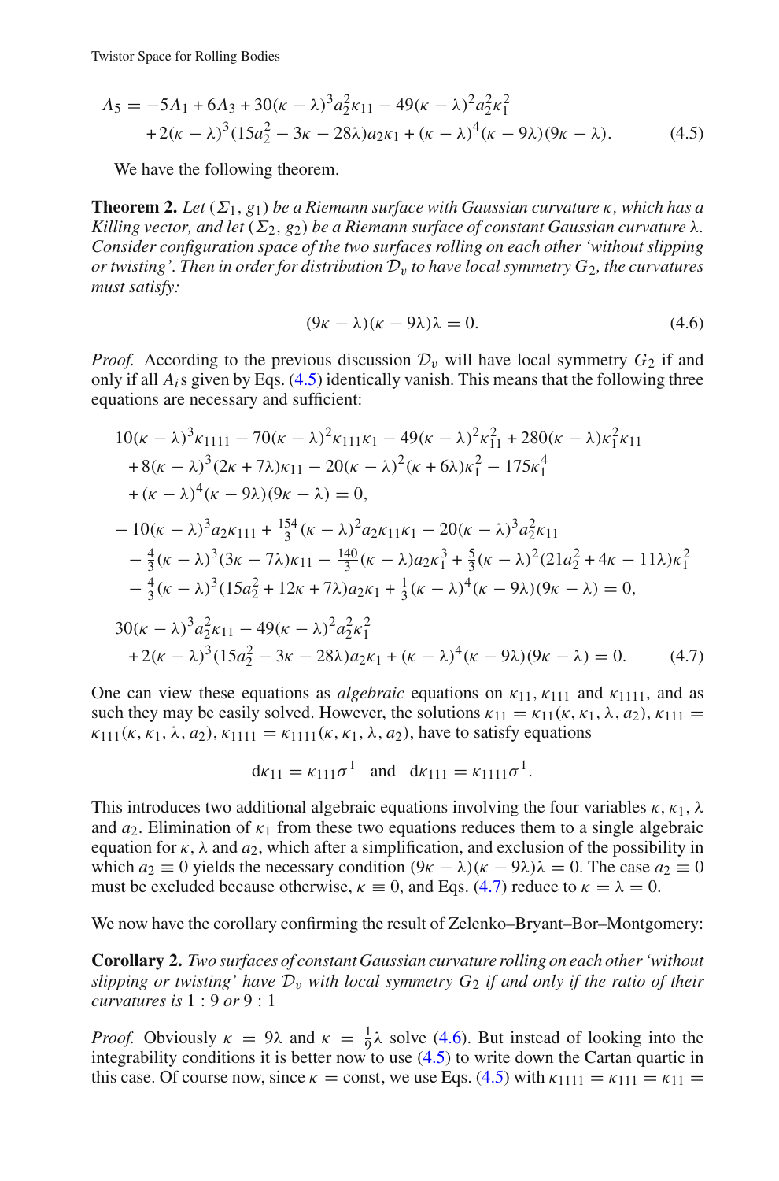$$
\begin{aligned}
A_5 = &-5A_1 + 6A_3 + 30(\kappa-\lambda)^3 a_2^2 \kappa_{11} - 49(\kappa-\lambda)^2 a_2^2 \kappa_1^2 \\
&+ 2(\kappa-\lambda)^3(15a_2^2 - 3\kappa - 28\lambda)a_2\kappa_1 + (\kappa-\lambda)^4(\kappa - 9\lambda)(9\kappa-\lambda).
\end{aligned} \tag{4.5}
$$

We have the following theorem.

**Theorem 2.** *Let $(\Sigma_1, g_1)$ be a Riemann surface with Gaussian curvature $\kappa$, which has a Killing vector, and let $(\Sigma_2, g_2)$ be a Riemann surface of constant Gaussian curvature $\lambda$. Consider configuration space of the two surfaces rolling on each other 'without slipping or twisting'. Then in order for distribution $\mathcal{D}_v$ to have local symmetry $G_2$, the curvatures must satisfy:*

$$
(9\kappa - \lambda)(\kappa - 9\lambda)\lambda = 0. \tag{4.6}
$$

*Proof.* According to the previous discussion $\mathcal{D}_v$ will have local symmetry $G_2$ if and only if all $A_i$s given by Eqs. (4.5) identically vanish. This means that the following three equations are necessary and sufficient:

$$
\begin{aligned}
&10(\kappa-\lambda)^3\kappa_{1111} - 70(\kappa-\lambda)^2\kappa_{111}\kappa_1 - 49(\kappa-\lambda)^2\kappa_{11}^2 + 280(\kappa-\lambda)\kappa_1^2\kappa_{11} \\
&\quad + 8(\kappa-\lambda)^3(2\kappa+7\lambda)\kappa_{11} - 20(\kappa-\lambda)^2(\kappa+6\lambda)\kappa_1^2 - 175\kappa_1^4 \\
&\quad + (\kappa-\lambda)^4(\kappa-9\lambda)(9\kappa-\lambda) = 0, \\
&-10(\kappa-\lambda)^3 a_2\kappa_{111} + \tfrac{154}{3}(\kappa-\lambda)^2 a_2\kappa_{11}\kappa_1 - 20(\kappa-\lambda)^3 a_2^2\kappa_{11} \\
&\quad - \tfrac{4}{3}(\kappa-\lambda)^3(3\kappa-7\lambda)\kappa_{11} - \tfrac{140}{3}(\kappa-\lambda)a_2\kappa_1^3 + \tfrac{5}{3}(\kappa-\lambda)^2(21a_2^2 + 4\kappa - 11\lambda)\kappa_1^2 \\
&\quad - \tfrac{4}{3}(\kappa-\lambda)^3(15a_2^2 + 12\kappa + 7\lambda)a_2\kappa_1 + \tfrac{1}{3}(\kappa-\lambda)^4(\kappa-9\lambda)(9\kappa-\lambda) = 0, \\
&30(\kappa-\lambda)^3 a_2^2\kappa_{11} - 49(\kappa-\lambda)^2 a_2^2\kappa_1^2 \\
&\quad + 2(\kappa-\lambda)^3(15a_2^2 - 3\kappa - 28\lambda)a_2\kappa_1 + (\kappa-\lambda)^4(\kappa-9\lambda)(9\kappa-\lambda) = 0.
\end{aligned} \tag{4.7}
$$

One can view these equations as *algebraic* equations on $\kappa_{11}$, $\kappa_{111}$ and $\kappa_{1111}$, and as such they may be easily solved. However, the solutions $\kappa_{11} = \kappa_{11}(\kappa, \kappa_1, \lambda, a_2)$, $\kappa_{111} = \kappa_{111}(\kappa, \kappa_1, \lambda, a_2)$, $\kappa_{1111} = \kappa_{1111}(\kappa, \kappa_1, \lambda, a_2)$, have to satisfy equations

$$
\mathrm{d}\kappa_{11} = \kappa_{111}\sigma^1 \quad \text{and} \quad \mathrm{d}\kappa_{111} = \kappa_{1111}\sigma^1.
$$

This introduces two additional algebraic equations involving the four variables $\kappa$, $\kappa_1$, $\lambda$ and $a_2$. Elimination of $\kappa_1$ from these two equations reduces them to a single algebraic equation for $\kappa$, $\lambda$ and $a_2$, which after a simplification, and exclusion of the possibility in which $a_2 \equiv 0$ yields the necessary condition $(9\kappa - \lambda)(\kappa - 9\lambda)\lambda = 0$. The case $a_2 \equiv 0$ must be excluded because otherwise, $\kappa \equiv 0$, and Eqs. (4.7) reduce to $\kappa = \lambda = 0$.

We now have the corollary confirming the result of Zelenko–Bryant–Bor–Montgomery:

**Corollary 2.** *Two surfaces of constant Gaussian curvature rolling on each other 'without slipping or twisting' have $\mathcal{D}_v$ with local symmetry $G_2$ if and only if the ratio of their curvatures is* 1 : 9 *or* 9 : 1

*Proof.* Obviously $\kappa = 9\lambda$ and $\kappa = \frac{1}{9}\lambda$ solve (4.6). But instead of looking into the integrability conditions it is better now to use (4.5) to write down the Cartan quartic in this case. Of course now, since $\kappa = \text{const}$, we use Eqs. (4.5) with $\kappa_{1111} = \kappa_{111} = \kappa_{11} =$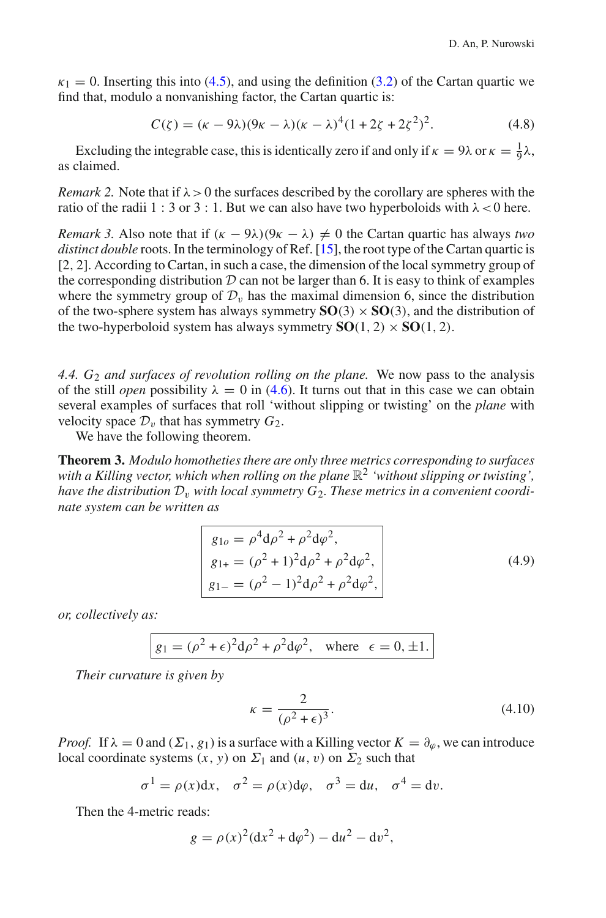$\kappa_1 = 0$. Inserting this into (4.5), and using the definition (3.2) of the Cartan quartic we find that, modulo a nonvanishing factor, the Cartan quartic is:

$$C(\zeta) = (\kappa - 9\lambda)(9\kappa - \lambda)(\kappa - \lambda)^4(1 + 2\zeta + 2\zeta^2)^2. \tag{4.8}$$

Excluding the integrable case, this is identically zero if and only if $\kappa = 9\lambda$ or $\kappa = \frac{1}{9}\lambda$, as claimed.

*Remark 2.* Note that if $\lambda > 0$ the surfaces described by the corollary are spheres with the ratio of the radii $1 : 3$ or $3 : 1$. But we can also have two hyperboloids with $\lambda < 0$ here.

*Remark 3.* Also note that if $(\kappa - 9\lambda)(9\kappa - \lambda) \neq 0$ the Cartan quartic has always *two distinct double* roots. In the terminology of Ref. [15], the root type of the Cartan quartic is [2, 2]. According to Cartan, in such a case, the dimension of the local symmetry group of the corresponding distribution $\mathcal{D}$ can not be larger than 6. It is easy to think of examples where the symmetry group of $\mathcal{D}_v$ has the maximal dimension 6, since the distribution of the two-sphere system has always symmetry $\mathbf{SO}(3) \times \mathbf{SO}(3)$, and the distribution of the two-hyperboloid system has always symmetry $\mathbf{SO}(1, 2) \times \mathbf{SO}(1, 2)$.

*4.4. $G_2$ and surfaces of revolution rolling on the plane.* We now pass to the analysis of the still *open* possibility $\lambda = 0$ in (4.6). It turns out that in this case we can obtain several examples of surfaces that roll 'without slipping or twisting' on the *plane* with velocity space $\mathcal{D}_v$ that has symmetry $G_2$.

We have the following theorem.

**Theorem 3.** *Modulo homotheties there are only three metrics corresponding to surfaces with a Killing vector, which when rolling on the plane $\mathbb{R}^2$ 'without slipping or twisting', have the distribution $\mathcal{D}_v$ with local symmetry $G_2$. These metrics in a convenient coordinate system can be written as*

$$\boxed{\begin{aligned} g_{1o} &= \rho^4 \mathrm{d}\rho^2 + \rho^2 \mathrm{d}\varphi^2, \\ g_{1+} &= (\rho^2 + 1)^2 \mathrm{d}\rho^2 + \rho^2 \mathrm{d}\varphi^2, \\ g_{1-} &= (\rho^2 - 1)^2 \mathrm{d}\rho^2 + \rho^2 \mathrm{d}\varphi^2, \end{aligned}} \tag{4.9}$$

*or, collectively as:*

$$\boxed{g_1 = (\rho^2 + \epsilon)^2 \mathrm{d}\rho^2 + \rho^2 \mathrm{d}\varphi^2, \quad \text{where} \quad \epsilon = 0, \pm 1.}$$

*Their curvature is given by*

$$\kappa = \frac{2}{(\rho^2 + \epsilon)^3}. \tag{4.10}$$

*Proof.* If $\lambda = 0$ and $(\Sigma_1, g_1)$ is a surface with a Killing vector $K = \partial_\varphi$, we can introduce local coordinate systems $(x, y)$ on $\Sigma_1$ and $(u, v)$ on $\Sigma_2$ such that

$$\sigma^1 = \rho(x)\mathrm{d}x, \quad \sigma^2 = \rho(x)\mathrm{d}\varphi, \quad \sigma^3 = \mathrm{d}u, \quad \sigma^4 = \mathrm{d}v.$$

Then the 4-metric reads:

$$g = \rho(x)^2(\mathrm{d}x^2 + \mathrm{d}\varphi^2) - \mathrm{d}u^2 - \mathrm{d}v^2,$$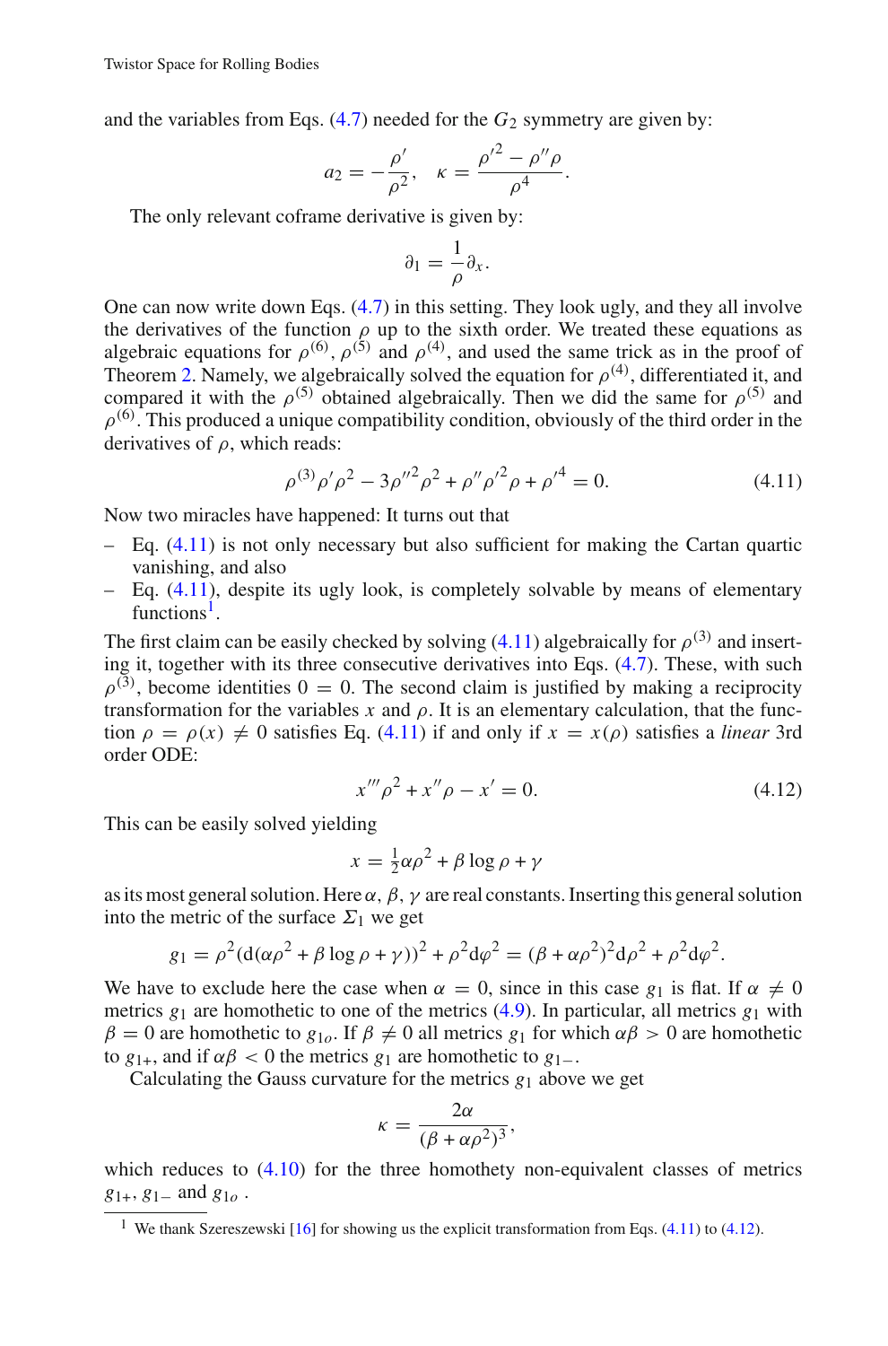and the variables from Eqs. (4.7) needed for the $G_2$ symmetry are given by:

$$a_2 = -\frac{\rho'}{\rho^2}, \quad \kappa = \frac{\rho'^2 - \rho''\rho}{\rho^4}.$$

The only relevant coframe derivative is given by:

$$\partial_1 = \frac{1}{\rho}\partial_x.$$

One can now write down Eqs. (4.7) in this setting. They look ugly, and they all involve the derivatives of the function $\rho$ up to the sixth order. We treated these equations as algebraic equations for $\rho^{(6)}$, $\rho^{(5)}$ and $\rho^{(4)}$, and used the same trick as in the proof of Theorem 2. Namely, we algebraically solved the equation for $\rho^{(4)}$, differentiated it, and compared it with the $\rho^{(5)}$ obtained algebraically. Then we did the same for $\rho^{(5)}$ and $\rho^{(6)}$. This produced a unique compatibility condition, obviously of the third order in the derivatives of $\rho$, which reads:

$$\rho^{(3)}\rho'\rho^2 - 3\rho''^2\rho^2 + \rho''\rho'^2\rho + \rho'^4 = 0. \tag{4.11}$$

Now two miracles have happened: It turns out that

- Eq. (4.11) is not only necessary but also sufficient for making the Cartan quartic vanishing, and also
- Eq. (4.11), despite its ugly look, is completely solvable by means of elementary functions[1].

The first claim can be easily checked by solving (4.11) algebraically for $\rho^{(3)}$ and inserting it, together with its three consecutive derivatives into Eqs. (4.7). These, with such $\rho^{(3)}$, become identities $0 = 0$. The second claim is justified by making a reciprocity transformation for the variables $x$ and $\rho$. It is an elementary calculation, that the function $\rho = \rho(x) \neq 0$ satisfies Eq. (4.11) if and only if $x = x(\rho)$ satisfies a *linear* 3rd order ODE:

$$x'''\rho^2 + x''\rho - x' = 0. \tag{4.12}$$

This can be easily solved yielding

$$x = \tfrac{1}{2}\alpha\rho^2 + \beta\log\rho + \gamma$$

as its most general solution. Here $\alpha$, $\beta$, $\gamma$ are real constants. Inserting this general solution into the metric of the surface $\Sigma_1$ we get

$$g_1 = \rho^2(\mathrm{d}(\alpha\rho^2 + \beta\log\rho + \gamma))^2 + \rho^2\mathrm{d}\varphi^2 = (\beta + \alpha\rho^2)^2\mathrm{d}\rho^2 + \rho^2\mathrm{d}\varphi^2.$$

We have to exclude here the case when $\alpha = 0$, since in this case $g_1$ is flat. If $\alpha \neq 0$ metrics $g_1$ are homothetic to one of the metrics (4.9). In particular, all metrics $g_1$ with $\beta = 0$ are homothetic to $g_{1o}$. If $\beta \neq 0$ all metrics $g_1$ for which $\alpha\beta > 0$ are homothetic to $g_{1+}$, and if $\alpha\beta < 0$ the metrics $g_1$ are homothetic to $g_{1-}$.

Calculating the Gauss curvature for the metrics $g_1$ above we get

$$\kappa = \frac{2\alpha}{(\beta + \alpha\rho^2)^3},$$

which reduces to (4.10) for the three homothety non-equivalent classes of metrics $g_{1+}$, $g_{1-}$ and $g_{1o}$ .

[1] We thank Szereszewski [16] for showing us the explicit transformation from Eqs. (4.11) to (4.12).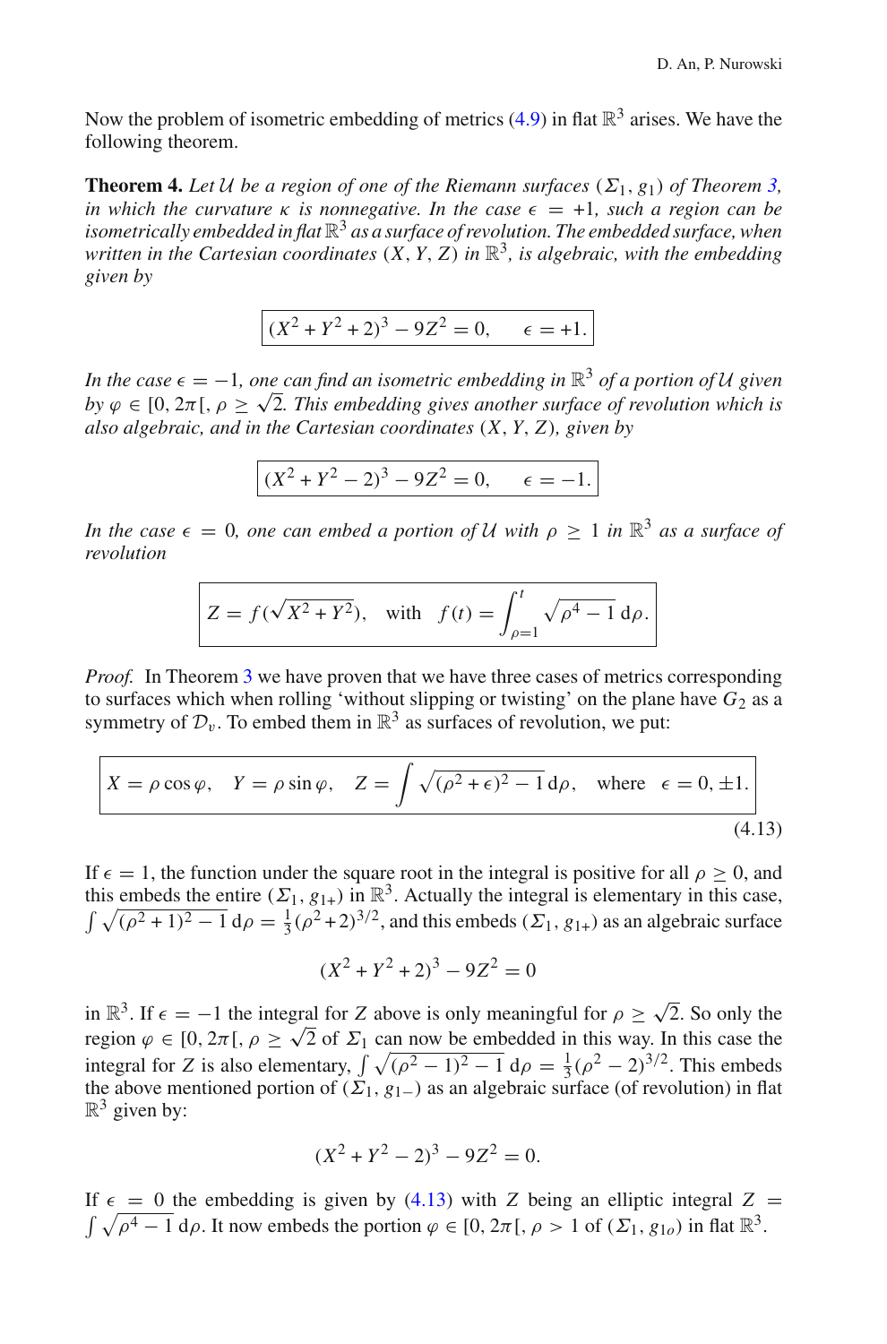Now the problem of isometric embedding of metrics (4.9) in flat $\mathbb{R}^3$ arises. We have the following theorem.

**Theorem 4.** *Let $\mathcal{U}$ be a region of one of the Riemann surfaces $(\Sigma_1, g_1)$ of Theorem 3, in which the curvature $\kappa$ is nonnegative. In the case $\epsilon = +1$, such a region can be isometrically embedded in flat $\mathbb{R}^3$ as a surface of revolution. The embedded surface, when written in the Cartesian coordinates $(X, Y, Z)$ in $\mathbb{R}^3$, is algebraic, with the embedding given by*

$$\boxed{(X^2 + Y^2 + 2)^3 - 9Z^2 = 0, \qquad \epsilon = +1.}$$

*In the case $\epsilon = -1$, one can find an isometric embedding in $\mathbb{R}^3$ of a portion of $\mathcal{U}$ given by $\varphi \in [0, 2\pi[$, $\rho \geq \sqrt{2}$. This embedding gives another surface of revolution which is also algebraic, and in the Cartesian coordinates $(X, Y, Z)$, given by*

$$\boxed{(X^2 + Y^2 - 2)^3 - 9Z^2 = 0, \qquad \epsilon = -1.}$$

*In the case $\epsilon = 0$, one can embed a portion of $\mathcal{U}$ with $\rho \geq 1$ in $\mathbb{R}^3$ as a surface of revolution*

$$\boxed{Z = f(\sqrt{X^2 + Y^2}), \quad \text{with} \quad f(t) = \int_{\rho=1}^{t} \sqrt{\rho^4 - 1}\, \mathrm{d}\rho.}$$

*Proof.* In Theorem 3 we have proven that we have three cases of metrics corresponding to surfaces which when rolling 'without slipping or twisting' on the plane have $G_2$ as a symmetry of $\mathcal{D}_v$. To embed them in $\mathbb{R}^3$ as surfaces of revolution, we put:

$$\boxed{X = \rho \cos\varphi, \quad Y = \rho \sin\varphi, \quad Z = \int \sqrt{(\rho^2 + \epsilon)^2 - 1}\, \mathrm{d}\rho, \quad \text{where} \quad \epsilon = 0, \pm 1.} \tag{4.13}$$

If $\epsilon = 1$, the function under the square root in the integral is positive for all $\rho \geq 0$, and this embeds the entire $(\Sigma_1, g_{1+})$ in $\mathbb{R}^3$. Actually the integral is elementary in this case, $\int \sqrt{(\rho^2 + 1)^2 - 1}\, \mathrm{d}\rho = \frac{1}{3}(\rho^2 + 2)^{3/2}$, and this embeds $(\Sigma_1, g_{1+})$ as an algebraic surface

$$(X^2 + Y^2 + 2)^3 - 9Z^2 = 0$$

in $\mathbb{R}^3$. If $\epsilon = -1$ the integral for $Z$ above is only meaningful for $\rho \geq \sqrt{2}$. So only the region $\varphi \in [0, 2\pi[$, $\rho \geq \sqrt{2}$ of $\Sigma_1$ can now be embedded in this way. In this case the integral for $Z$ is also elementary, $\int \sqrt{(\rho^2 - 1)^2 - 1}\, \mathrm{d}\rho = \frac{1}{3}(\rho^2 - 2)^{3/2}$. This embeds the above mentioned portion of $(\Sigma_1, g_{1-})$ as an algebraic surface (of revolution) in flat $\mathbb{R}^3$ given by:

$$(X^2 + Y^2 - 2)^3 - 9Z^2 = 0.$$

If $\epsilon = 0$ the embedding is given by (4.13) with $Z$ being an elliptic integral $Z = \int \sqrt{\rho^4 - 1}\, \mathrm{d}\rho$. It now embeds the portion $\varphi \in [0, 2\pi[$, $\rho > 1$ of $(\Sigma_1, g_{1o})$ in flat $\mathbb{R}^3$.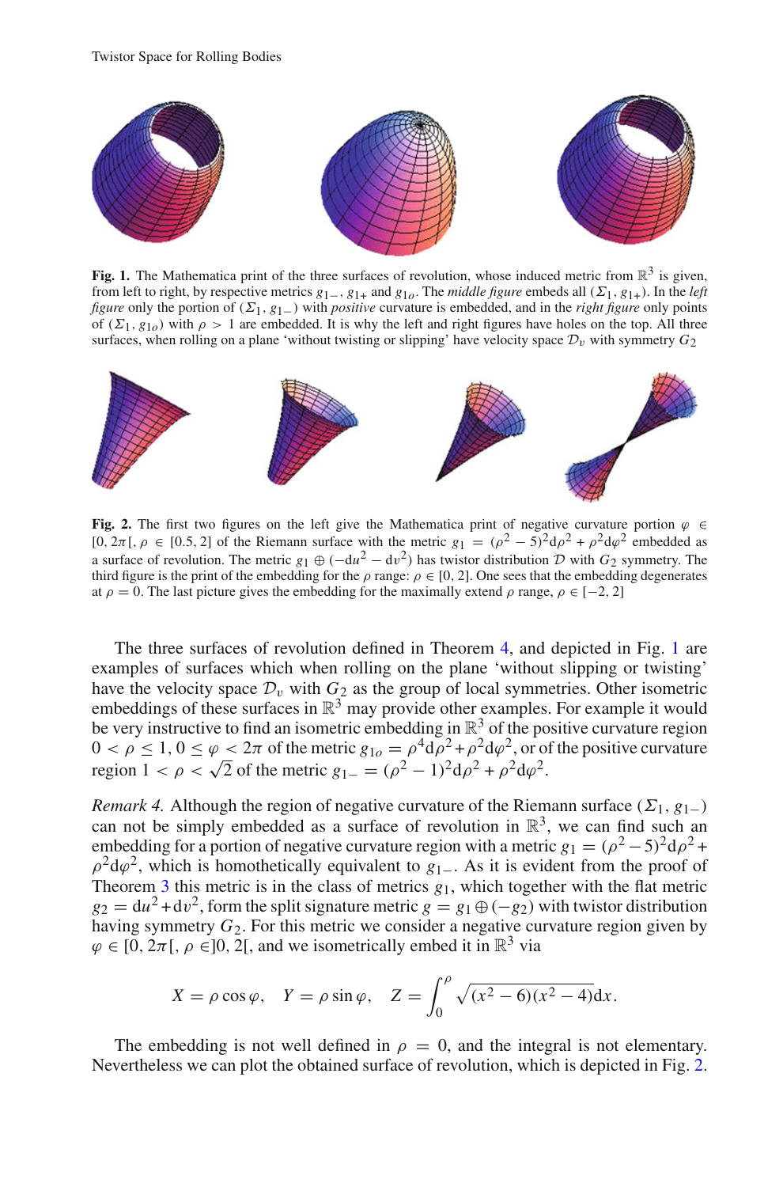**Fig. 1.** The Mathematica print of the three surfaces of revolution, whose induced metric from $\mathbb{R}^3$ is given, from left to right, by respective metrics $g_{1-}$, $g_{1+}$ and $g_{1o}$. The *middle figure* embeds all $(\Sigma_1, g_{1+})$. In the *left figure* only the portion of $(\Sigma_1, g_{1-})$ with *positive* curvature is embedded, and in the *right figure* only points of $(\Sigma_1, g_{1o})$ with $\rho > 1$ are embedded. It is why the left and right figures have holes on the top. All three surfaces, when rolling on a plane 'without twisting or slipping' have velocity space $\mathcal{D}_v$ with symmetry $G_2$

**Fig. 2.** The first two figures on the left give the Mathematica print of negative curvature portion $\varphi \in [0, 2\pi[$, $\rho \in [0.5, 2]$ of the Riemann surface with the metric $g_1 = (\rho^2 - 5)^2 \mathrm{d}\rho^2 + \rho^2 \mathrm{d}\varphi^2$ embedded as a surface of revolution. The metric $g_1 \oplus (-\mathrm{d}u^2 - \mathrm{d}v^2)$ has twistor distribution $\mathcal{D}$ with $G_2$ symmetry. The third figure is the print of the embedding for the $\rho$ range: $\rho \in [0, 2]$. One sees that the embedding degenerates at $\rho = 0$. The last picture gives the embedding for the maximally extend $\rho$ range, $\rho \in [-2, 2]$

The three surfaces of revolution defined in Theorem 4, and depicted in Fig. 1 are examples of surfaces which when rolling on the plane 'without slipping or twisting' have the velocity space $\mathcal{D}_v$ with $G_2$ as the group of local symmetries. Other isometric embeddings of these surfaces in $\mathbb{R}^3$ may provide other examples. For example it would be very instructive to find an isometric embedding in $\mathbb{R}^3$ of the positive curvature region $0 < \rho \leq 1$, $0 \leq \varphi < 2\pi$ of the metric $g_{1o} = \rho^4 \mathrm{d}\rho^2 + \rho^2 \mathrm{d}\varphi^2$, or of the positive curvature region $1 < \rho < \sqrt{2}$ of the metric $g_{1-} = (\rho^2 - 1)^2 \mathrm{d}\rho^2 + \rho^2 \mathrm{d}\varphi^2$.

*Remark 4.* Although the region of negative curvature of the Riemann surface $(\Sigma_1, g_{1-})$ can not be simply embedded as a surface of revolution in $\mathbb{R}^3$, we can find such an embedding for a portion of negative curvature region with a metric $g_1 = (\rho^2 - 5)^2 \mathrm{d}\rho^2 + \rho^2 \mathrm{d}\varphi^2$, which is homothetically equivalent to $g_{1-}$. As it is evident from the proof of Theorem 3 this metric is in the class of metrics $g_1$, which together with the flat metric $g_2 = \mathrm{d}u^2 + \mathrm{d}v^2$, form the split signature metric $g = g_1 \oplus (-g_2)$ with twistor distribution having symmetry $G_2$. For this metric we consider a negative curvature region given by $\varphi \in [0, 2\pi[$, $\rho \in ]0, 2[$, and we isometrically embed it in $\mathbb{R}^3$ via

$$X = \rho \cos \varphi, \quad Y = \rho \sin \varphi, \quad Z = \int_0^\rho \sqrt{(x^2 - 6)(x^2 - 4)} \mathrm{d}x.$$

The embedding is not well defined in $\rho = 0$, and the integral is not elementary. Nevertheless we can plot the obtained surface of revolution, which is depicted in Fig. 2.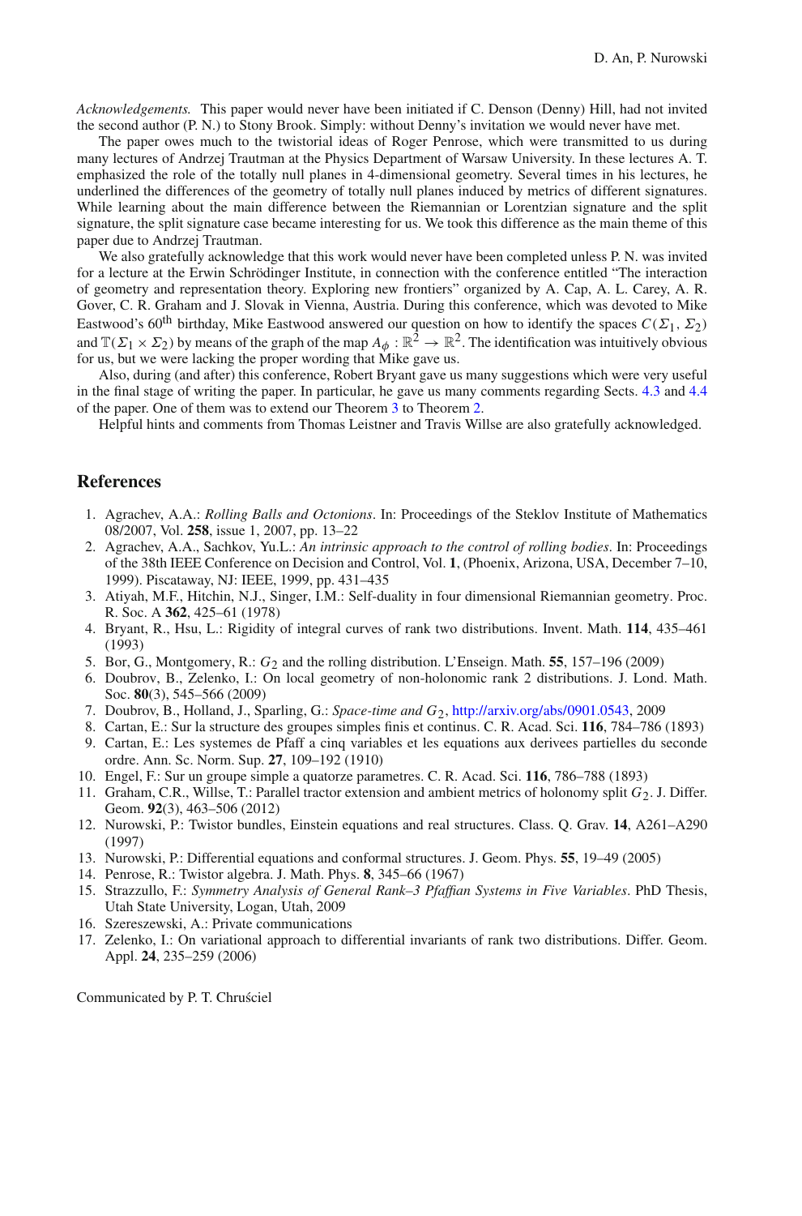*Acknowledgements.* This paper would never have been initiated if C. Denson (Denny) Hill, had not invited the second author (P. N.) to Stony Brook. Simply: without Denny's invitation we would never have met.

The paper owes much to the twistorial ideas of Roger Penrose, which were transmitted to us during many lectures of Andrzej Trautman at the Physics Department of Warsaw University. In these lectures A. T. emphasized the role of the totally null planes in 4-dimensional geometry. Several times in his lectures, he underlined the differences of the geometry of totally null planes induced by metrics of different signatures. While learning about the main difference between the Riemannian or Lorentzian signature and the split signature, the split signature case became interesting for us. We took this difference as the main theme of this paper due to Andrzej Trautman.

We also gratefully acknowledge that this work would never have been completed unless P. N. was invited for a lecture at the Erwin Schrödinger Institute, in connection with the conference entitled "The interaction of geometry and representation theory. Exploring new frontiers" organized by A. Cap, A. L. Carey, A. R. Gover, C. R. Graham and J. Slovak in Vienna, Austria. During this conference, which was devoted to Mike Eastwood's $60^{\text{th}}$ birthday, Mike Eastwood answered our question on how to identify the spaces $C(\Sigma_1, \Sigma_2)$ and $\mathbb{T}(\Sigma_1 \times \Sigma_2)$ by means of the graph of the map $A_\phi : \mathbb{R}^2 \to \mathbb{R}^2$. The identification was intuitively obvious for us, but we were lacking the proper wording that Mike gave us.

Also, during (and after) this conference, Robert Bryant gave us many suggestions which were very useful in the final stage of writing the paper. In particular, he gave us many comments regarding Sects. 4.3 and 4.4 of the paper. One of them was to extend our Theorem 3 to Theorem 2.

Helpful hints and comments from Thomas Leistner and Travis Willse are also gratefully acknowledged.

## References

1. Agrachev, A.A.: *Rolling Balls and Octonions*. In: Proceedings of the Steklov Institute of Mathematics 08/2007, Vol. **258**, issue 1, 2007, pp. 13–22
2. Agrachev, A.A., Sachkov, Yu.L.: *An intrinsic approach to the control of rolling bodies*. In: Proceedings of the 38th IEEE Conference on Decision and Control, Vol. **1**, (Phoenix, Arizona, USA, December 7–10, 1999). Piscataway, NJ: IEEE, 1999, pp. 431–435
3. Atiyah, M.F., Hitchin, N.J., Singer, I.M.: Self-duality in four dimensional Riemannian geometry. Proc. R. Soc. A **362**, 425–61 (1978)
4. Bryant, R., Hsu, L.: Rigidity of integral curves of rank two distributions. Invent. Math. **114**, 435–461 (1993)
5. Bor, G., Montgomery, R.: $G_2$ and the rolling distribution. L'Enseign. Math. **55**, 157–196 (2009)
6. Doubrov, B., Zelenko, I.: On local geometry of non-holonomic rank 2 distributions. J. Lond. Math. Soc. **80**(3), 545–566 (2009)
7. Doubrov, B., Holland, J., Sparling, G.: *Space-time and* $G_2$, http://arxiv.org/abs/0901.0543, 2009
8. Cartan, E.: Sur la structure des groupes simples finis et continus. C. R. Acad. Sci. **116**, 784–786 (1893)
9. Cartan, E.: Les systemes de Pfaff a cinq variables et les equations aux derivees partielles du seconde ordre. Ann. Sc. Norm. Sup. **27**, 109–192 (1910)
10. Engel, F.: Sur un groupe simple a quatorze parametres. C. R. Acad. Sci. **116**, 786–788 (1893)
11. Graham, C.R., Willse, T.: Parallel tractor extension and ambient metrics of holonomy split $G_2$. J. Differ. Geom. **92**(3), 463–506 (2012)
12. Nurowski, P.: Twistor bundles, Einstein equations and real structures. Class. Q. Grav. **14**, A261–A290 (1997)
13. Nurowski, P.: Differential equations and conformal structures. J. Geom. Phys. **55**, 19–49 (2005)
14. Penrose, R.: Twistor algebra. J. Math. Phys. **8**, 345–66 (1967)
15. Strazzullo, F.: *Symmetry Analysis of General Rank–3 Pfaffian Systems in Five Variables*. PhD Thesis, Utah State University, Logan, Utah, 2009
16. Szereszewski, A.: Private communications
17. Zelenko, I.: On variational approach to differential invariants of rank two distributions. Differ. Geom. Appl. **24**, 235–259 (2006)

Communicated by P. T. Chruściel